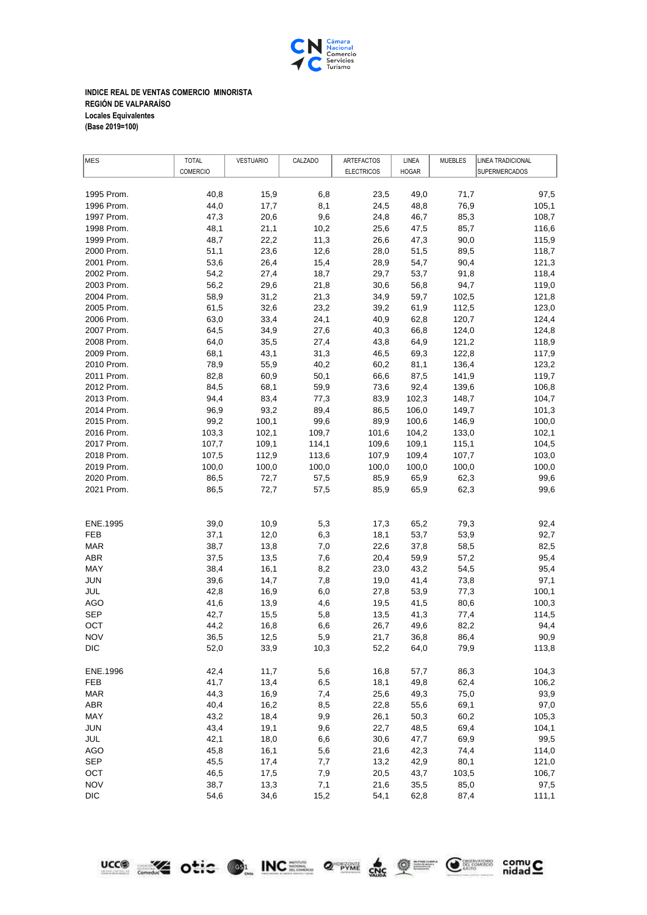**INDICE REAL DE VENTAS COMERCIO MINORISTA**
**REGIÓN DE VALPARAÍSO**
**Locales Equivalentes**
**(Base 2019=100)**

| MES | TOTAL COMERCIO | VESTUARIO | CALZADO | ARTEFACTOS ELECTRICOS | LINEA HOGAR | MUEBLES | LINEA TRADICIONAL SUPERMERCADOS |
|---|---|---|---|---|---|---|---|
| 1995 Prom. | 40,8 | 15,9 | 6,8 | 23,5 | 49,0 | 71,7 | 97,5 |
| 1996 Prom. | 44,0 | 17,7 | 8,1 | 24,5 | 48,8 | 76,9 | 105,1 |
| 1997 Prom. | 47,3 | 20,6 | 9,6 | 24,8 | 46,7 | 85,3 | 108,7 |
| 1998 Prom. | 48,1 | 21,1 | 10,2 | 25,6 | 47,5 | 85,7 | 116,6 |
| 1999 Prom. | 48,7 | 22,2 | 11,3 | 26,6 | 47,3 | 90,0 | 115,9 |
| 2000 Prom. | 51,1 | 23,6 | 12,6 | 28,0 | 51,5 | 89,5 | 118,7 |
| 2001 Prom. | 53,6 | 26,4 | 15,4 | 28,9 | 54,7 | 90,4 | 121,3 |
| 2002 Prom. | 54,2 | 27,4 | 18,7 | 29,7 | 53,7 | 91,8 | 118,4 |
| 2003 Prom. | 56,2 | 29,6 | 21,8 | 30,6 | 56,8 | 94,7 | 119,0 |
| 2004 Prom. | 58,9 | 31,2 | 21,3 | 34,9 | 59,7 | 102,5 | 121,8 |
| 2005 Prom. | 61,5 | 32,6 | 23,2 | 39,2 | 61,9 | 112,5 | 123,0 |
| 2006 Prom. | 63,0 | 33,4 | 24,1 | 40,9 | 62,8 | 120,7 | 124,4 |
| 2007 Prom. | 64,5 | 34,9 | 27,6 | 40,3 | 66,8 | 124,0 | 124,8 |
| 2008 Prom. | 64,0 | 35,5 | 27,4 | 43,8 | 64,9 | 121,2 | 118,9 |
| 2009 Prom. | 68,1 | 43,1 | 31,3 | 46,5 | 69,3 | 122,8 | 117,9 |
| 2010 Prom. | 78,9 | 55,9 | 40,2 | 60,2 | 81,1 | 136,4 | 123,2 |
| 2011 Prom. | 82,8 | 60,9 | 50,1 | 66,6 | 87,5 | 141,9 | 119,7 |
| 2012 Prom. | 84,5 | 68,1 | 59,9 | 73,6 | 92,4 | 139,6 | 106,8 |
| 2013 Prom. | 94,4 | 83,4 | 77,3 | 83,9 | 102,3 | 148,7 | 104,7 |
| 2014 Prom. | 96,9 | 93,2 | 89,4 | 86,5 | 106,0 | 149,7 | 101,3 |
| 2015 Prom. | 99,2 | 100,1 | 99,6 | 89,9 | 100,6 | 146,9 | 100,0 |
| 2016 Prom. | 103,3 | 102,1 | 109,7 | 101,6 | 104,2 | 133,0 | 102,1 |
| 2017 Prom. | 107,7 | 109,1 | 114,1 | 109,6 | 109,1 | 115,1 | 104,5 |
| 2018 Prom. | 107,5 | 112,9 | 113,6 | 107,9 | 109,4 | 107,7 | 103,0 |
| 2019 Prom. | 100,0 | 100,0 | 100,0 | 100,0 | 100,0 | 100,0 | 100,0 |
| 2020 Prom. | 86,5 | 72,7 | 57,5 | 85,9 | 65,9 | 62,3 | 99,6 |
| 2021 Prom. | 86,5 | 72,7 | 57,5 | 85,9 | 65,9 | 62,3 | 99,6 |
| | | | | | | | |
| ENE.1995 | 39,0 | 10,9 | 5,3 | 17,3 | 65,2 | 79,3 | 92,4 |
| FEB | 37,1 | 12,0 | 6,3 | 18,1 | 53,7 | 53,9 | 92,7 |
| MAR | 38,7 | 13,8 | 7,0 | 22,6 | 37,8 | 58,5 | 82,5 |
| ABR | 37,5 | 13,5 | 7,6 | 20,4 | 59,9 | 57,2 | 95,4 |
| MAY | 38,4 | 16,1 | 8,2 | 23,0 | 43,2 | 54,5 | 95,4 |
| JUN | 39,6 | 14,7 | 7,8 | 19,0 | 41,4 | 73,8 | 97,1 |
| JUL | 42,8 | 16,9 | 6,0 | 27,8 | 53,9 | 77,3 | 100,1 |
| AGO | 41,6 | 13,9 | 4,6 | 19,5 | 41,5 | 80,6 | 100,3 |
| SEP | 42,7 | 15,5 | 5,8 | 13,5 | 41,3 | 77,4 | 114,5 |
| OCT | 44,2 | 16,8 | 6,6 | 26,7 | 49,6 | 82,2 | 94,4 |
| NOV | 36,5 | 12,5 | 5,9 | 21,7 | 36,8 | 86,4 | 90,9 |
| DIC | 52,0 | 33,9 | 10,3 | 52,2 | 64,0 | 79,9 | 113,8 |
| | | | | | | | |
| ENE.1996 | 42,4 | 11,7 | 5,6 | 16,8 | 57,7 | 86,3 | 104,3 |
| FEB | 41,7 | 13,4 | 6,5 | 18,1 | 49,8 | 62,4 | 106,2 |
| MAR | 44,3 | 16,9 | 7,4 | 25,6 | 49,3 | 75,0 | 93,9 |
| ABR | 40,4 | 16,2 | 8,5 | 22,8 | 55,6 | 69,1 | 97,0 |
| MAY | 43,2 | 18,4 | 9,9 | 26,1 | 50,3 | 60,2 | 105,3 |
| JUN | 43,4 | 19,1 | 9,6 | 22,7 | 48,5 | 69,4 | 104,1 |
| JUL | 42,1 | 18,0 | 6,6 | 30,6 | 47,7 | 69,9 | 99,5 |
| AGO | 45,8 | 16,1 | 5,6 | 21,6 | 42,3 | 74,4 | 114,0 |
| SEP | 45,5 | 17,4 | 7,7 | 13,2 | 42,9 | 80,1 | 121,0 |
| OCT | 46,5 | 17,5 | 7,9 | 20,5 | 43,7 | 103,5 | 106,7 |
| NOV | 38,7 | 13,3 | 7,1 | 21,6 | 35,5 | 85,0 | 97,5 |
| DIC | 54,6 | 34,6 | 15,2 | 54,1 | 62,8 | 87,4 | 111,1 |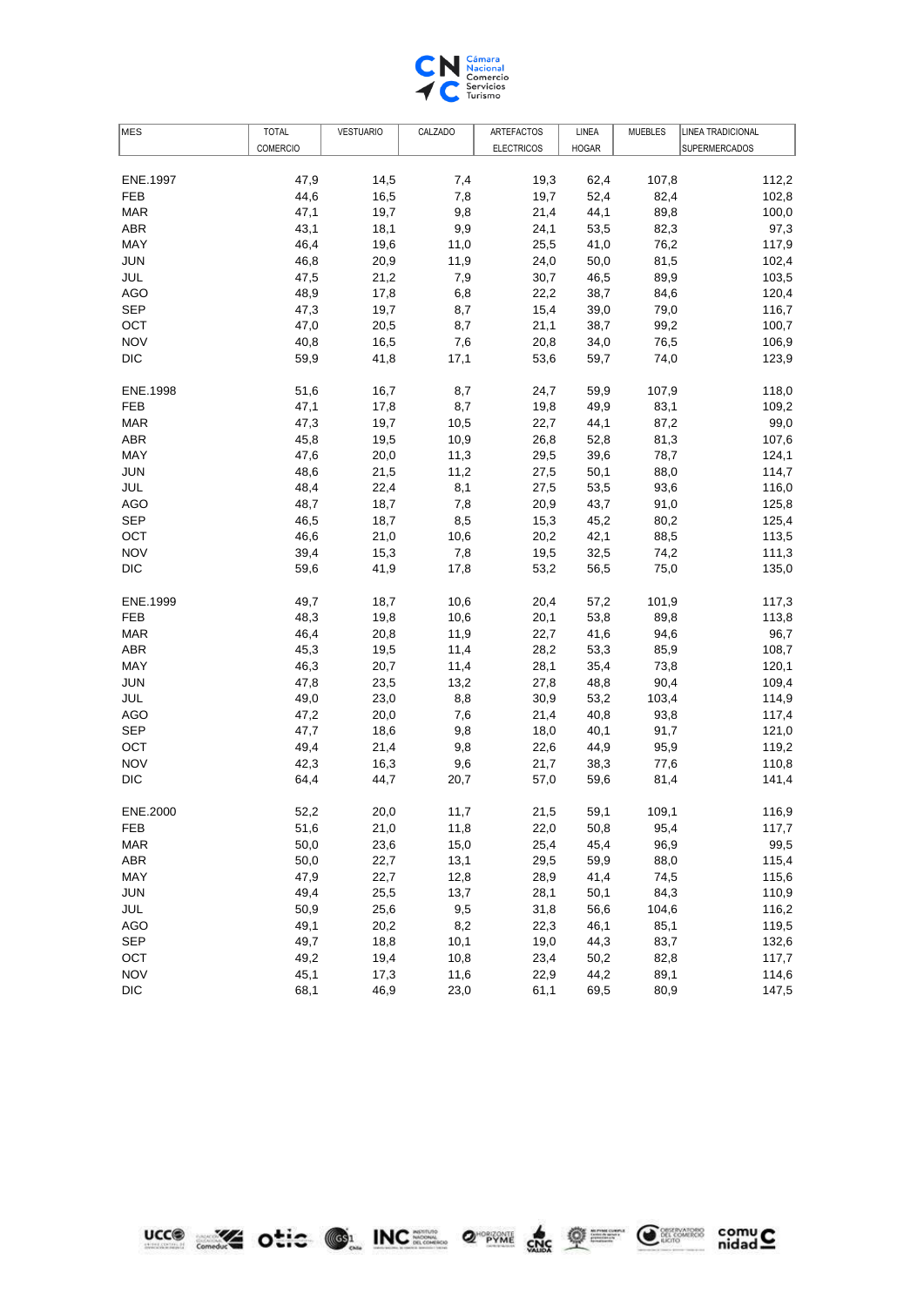| MES | TOTAL COMERCIO | VESTUARIO | CALZADO | ARTEFACTOS ELECTRICOS | LINEA HOGAR | MUEBLES | LINEA TRADICIONAL SUPERMERCADOS |
|---|---|---|---|---|---|---|---|
| ENE.1997 | 47,9 | 14,5 | 7,4 | 19,3 | 62,4 | 107,8 | 112,2 |
| FEB | 44,6 | 16,5 | 7,8 | 19,7 | 52,4 | 82,4 | 102,8 |
| MAR | 47,1 | 19,7 | 9,8 | 21,4 | 44,1 | 89,8 | 100,0 |
| ABR | 43,1 | 18,1 | 9,9 | 24,1 | 53,5 | 82,3 | 97,3 |
| MAY | 46,4 | 19,6 | 11,0 | 25,5 | 41,0 | 76,2 | 117,9 |
| JUN | 46,8 | 20,9 | 11,9 | 24,0 | 50,0 | 81,5 | 102,4 |
| JUL | 47,5 | 21,2 | 7,9 | 30,7 | 46,5 | 89,9 | 103,5 |
| AGO | 48,9 | 17,8 | 6,8 | 22,2 | 38,7 | 84,6 | 120,4 |
| SEP | 47,3 | 19,7 | 8,7 | 15,4 | 39,0 | 79,0 | 116,7 |
| OCT | 47,0 | 20,5 | 8,7 | 21,1 | 38,7 | 99,2 | 100,7 |
| NOV | 40,8 | 16,5 | 7,6 | 20,8 | 34,0 | 76,5 | 106,9 |
| DIC | 59,9 | 41,8 | 17,1 | 53,6 | 59,7 | 74,0 | 123,9 |
| ENE.1998 | 51,6 | 16,7 | 8,7 | 24,7 | 59,9 | 107,9 | 118,0 |
| FEB | 47,1 | 17,8 | 8,7 | 19,8 | 49,9 | 83,1 | 109,2 |
| MAR | 47,3 | 19,7 | 10,5 | 22,7 | 44,1 | 87,2 | 99,0 |
| ABR | 45,8 | 19,5 | 10,9 | 26,8 | 52,8 | 81,3 | 107,6 |
| MAY | 47,6 | 20,0 | 11,3 | 29,5 | 39,6 | 78,7 | 124,1 |
| JUN | 48,6 | 21,5 | 11,2 | 27,5 | 50,1 | 88,0 | 114,7 |
| JUL | 48,4 | 22,4 | 8,1 | 27,5 | 53,5 | 93,6 | 116,0 |
| AGO | 48,7 | 18,7 | 7,8 | 20,9 | 43,7 | 91,0 | 125,8 |
| SEP | 46,5 | 18,7 | 8,5 | 15,3 | 45,2 | 80,2 | 125,4 |
| OCT | 46,6 | 21,0 | 10,6 | 20,2 | 42,1 | 88,5 | 113,5 |
| NOV | 39,4 | 15,3 | 7,8 | 19,5 | 32,5 | 74,2 | 111,3 |
| DIC | 59,6 | 41,9 | 17,8 | 53,2 | 56,5 | 75,0 | 135,0 |
| ENE.1999 | 49,7 | 18,7 | 10,6 | 20,4 | 57,2 | 101,9 | 117,3 |
| FEB | 48,3 | 19,8 | 10,6 | 20,1 | 53,8 | 89,8 | 113,8 |
| MAR | 46,4 | 20,8 | 11,9 | 22,7 | 41,6 | 94,6 | 96,7 |
| ABR | 45,3 | 19,5 | 11,4 | 28,2 | 53,3 | 85,9 | 108,7 |
| MAY | 46,3 | 20,7 | 11,4 | 28,1 | 35,4 | 73,8 | 120,1 |
| JUN | 47,8 | 23,5 | 13,2 | 27,8 | 48,8 | 90,4 | 109,4 |
| JUL | 49,0 | 23,0 | 8,8 | 30,9 | 53,2 | 103,4 | 114,9 |
| AGO | 47,2 | 20,0 | 7,6 | 21,4 | 40,8 | 93,8 | 117,4 |
| SEP | 47,7 | 18,6 | 9,8 | 18,0 | 40,1 | 91,7 | 121,0 |
| OCT | 49,4 | 21,4 | 9,8 | 22,6 | 44,9 | 95,9 | 119,2 |
| NOV | 42,3 | 16,3 | 9,6 | 21,7 | 38,3 | 77,6 | 110,8 |
| DIC | 64,4 | 44,7 | 20,7 | 57,0 | 59,6 | 81,4 | 141,4 |
| ENE.2000 | 52,2 | 20,0 | 11,7 | 21,5 | 59,1 | 109,1 | 116,9 |
| FEB | 51,6 | 21,0 | 11,8 | 22,0 | 50,8 | 95,4 | 117,7 |
| MAR | 50,0 | 23,6 | 15,0 | 25,4 | 45,4 | 96,9 | 99,5 |
| ABR | 50,0 | 22,7 | 13,1 | 29,5 | 59,9 | 88,0 | 115,4 |
| MAY | 47,9 | 22,7 | 12,8 | 28,9 | 41,4 | 74,5 | 115,6 |
| JUN | 49,4 | 25,5 | 13,7 | 28,1 | 50,1 | 84,3 | 110,9 |
| JUL | 50,9 | 25,6 | 9,5 | 31,8 | 56,6 | 104,6 | 116,2 |
| AGO | 49,1 | 20,2 | 8,2 | 22,3 | 46,1 | 85,1 | 119,5 |
| SEP | 49,7 | 18,8 | 10,1 | 19,0 | 44,3 | 83,7 | 132,6 |
| OCT | 49,2 | 19,4 | 10,8 | 23,4 | 50,2 | 82,8 | 117,7 |
| NOV | 45,1 | 17,3 | 11,6 | 22,9 | 44,2 | 89,1 | 114,6 |
| DIC | 68,1 | 46,9 | 23,0 | 61,1 | 69,5 | 80,9 | 147,5 |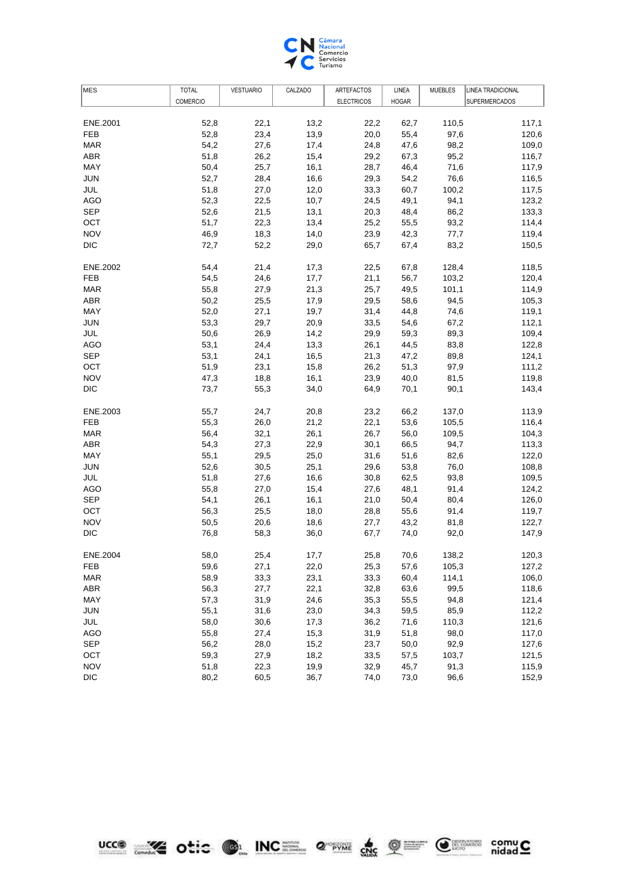| MES | TOTAL COMERCIO | VESTUARIO | CALZADO | ARTEFACTOS ELECTRICOS | LINEA HOGAR | MUEBLES | LINEA TRADICIONAL SUPERMERCADOS |
|---|---|---|---|---|---|---|---|
| ENE.2001 | 52,8 | 22,1 | 13,2 | 22,2 | 62,7 | 110,5 | 117,1 |
| FEB | 52,8 | 23,4 | 13,9 | 20,0 | 55,4 | 97,6 | 120,6 |
| MAR | 54,2 | 27,6 | 17,4 | 24,8 | 47,6 | 98,2 | 109,0 |
| ABR | 51,8 | 26,2 | 15,4 | 29,2 | 67,3 | 95,2 | 116,7 |
| MAY | 50,4 | 25,7 | 16,1 | 28,7 | 46,4 | 71,6 | 117,9 |
| JUN | 52,7 | 28,4 | 16,6 | 29,3 | 54,2 | 76,6 | 116,5 |
| JUL | 51,8 | 27,0 | 12,0 | 33,3 | 60,7 | 100,2 | 117,5 |
| AGO | 52,3 | 22,5 | 10,7 | 24,5 | 49,1 | 94,1 | 123,2 |
| SEP | 52,6 | 21,5 | 13,1 | 20,3 | 48,4 | 86,2 | 133,3 |
| OCT | 51,7 | 22,3 | 13,4 | 25,2 | 55,5 | 93,2 | 114,4 |
| NOV | 46,9 | 18,3 | 14,0 | 23,9 | 42,3 | 77,7 | 119,4 |
| DIC | 72,7 | 52,2 | 29,0 | 65,7 | 67,4 | 83,2 | 150,5 |
| ENE.2002 | 54,4 | 21,4 | 17,3 | 22,5 | 67,8 | 128,4 | 118,5 |
| FEB | 54,5 | 24,6 | 17,7 | 21,1 | 56,7 | 103,2 | 120,4 |
| MAR | 55,8 | 27,9 | 21,3 | 25,7 | 49,5 | 101,1 | 114,9 |
| ABR | 50,2 | 25,5 | 17,9 | 29,5 | 58,6 | 94,5 | 105,3 |
| MAY | 52,0 | 27,1 | 19,7 | 31,4 | 44,8 | 74,6 | 119,1 |
| JUN | 53,3 | 29,7 | 20,9 | 33,5 | 54,6 | 67,2 | 112,1 |
| JUL | 50,6 | 26,9 | 14,2 | 29,9 | 59,3 | 89,3 | 109,4 |
| AGO | 53,1 | 24,4 | 13,3 | 26,1 | 44,5 | 83,8 | 122,8 |
| SEP | 53,1 | 24,1 | 16,5 | 21,3 | 47,2 | 89,8 | 124,1 |
| OCT | 51,9 | 23,1 | 15,8 | 26,2 | 51,3 | 97,9 | 111,2 |
| NOV | 47,3 | 18,8 | 16,1 | 23,9 | 40,0 | 81,5 | 119,8 |
| DIC | 73,7 | 55,3 | 34,0 | 64,9 | 70,1 | 90,1 | 143,4 |
| ENE.2003 | 55,7 | 24,7 | 20,8 | 23,2 | 66,2 | 137,0 | 113,9 |
| FEB | 55,3 | 26,0 | 21,2 | 22,1 | 53,6 | 105,5 | 116,4 |
| MAR | 56,4 | 32,1 | 26,1 | 26,7 | 56,0 | 109,5 | 104,3 |
| ABR | 54,3 | 27,3 | 22,9 | 30,1 | 66,5 | 94,7 | 113,3 |
| MAY | 55,1 | 29,5 | 25,0 | 31,6 | 51,6 | 82,6 | 122,0 |
| JUN | 52,6 | 30,5 | 25,1 | 29,6 | 53,8 | 76,0 | 108,8 |
| JUL | 51,8 | 27,6 | 16,6 | 30,8 | 62,5 | 93,8 | 109,5 |
| AGO | 55,8 | 27,0 | 15,4 | 27,6 | 48,1 | 91,4 | 124,2 |
| SEP | 54,1 | 26,1 | 16,1 | 21,0 | 50,4 | 80,4 | 126,0 |
| OCT | 56,3 | 25,5 | 18,0 | 28,8 | 55,6 | 91,4 | 119,7 |
| NOV | 50,5 | 20,6 | 18,6 | 27,7 | 43,2 | 81,8 | 122,7 |
| DIC | 76,8 | 58,3 | 36,0 | 67,7 | 74,0 | 92,0 | 147,9 |
| ENE.2004 | 58,0 | 25,4 | 17,7 | 25,8 | 70,6 | 138,2 | 120,3 |
| FEB | 59,6 | 27,1 | 22,0 | 25,3 | 57,6 | 105,3 | 127,2 |
| MAR | 58,9 | 33,3 | 23,1 | 33,3 | 60,4 | 114,1 | 106,0 |
| ABR | 56,3 | 27,7 | 22,1 | 32,8 | 63,6 | 99,5 | 118,6 |
| MAY | 57,3 | 31,9 | 24,6 | 35,3 | 55,5 | 94,8 | 121,4 |
| JUN | 55,1 | 31,6 | 23,0 | 34,3 | 59,5 | 85,9 | 112,2 |
| JUL | 58,0 | 30,6 | 17,3 | 36,2 | 71,6 | 110,3 | 121,6 |
| AGO | 55,8 | 27,4 | 15,3 | 31,9 | 51,8 | 98,0 | 117,0 |
| SEP | 56,2 | 28,0 | 15,2 | 23,7 | 50,0 | 92,9 | 127,6 |
| OCT | 59,3 | 27,9 | 18,2 | 33,5 | 57,5 | 103,7 | 121,5 |
| NOV | 51,8 | 22,3 | 19,9 | 32,9 | 45,7 | 91,3 | 115,9 |
| DIC | 80,2 | 60,5 | 36,7 | 74,0 | 73,0 | 96,6 | 152,9 |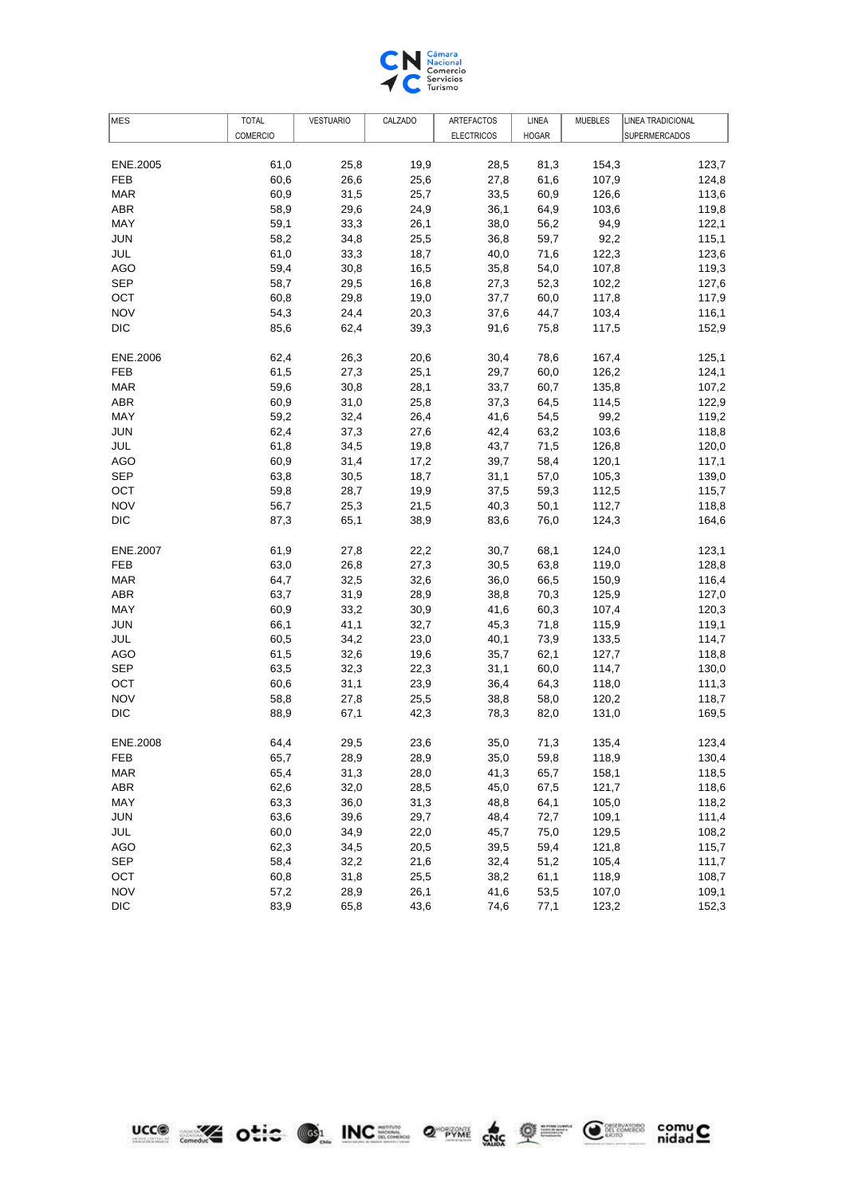| MES | TOTAL COMERCIO | VESTUARIO | CALZADO | ARTEFACTOS ELECTRICOS | LINEA HOGAR | MUEBLES | LINEA TRADICIONAL SUPERMERCADOS |
|---|---|---|---|---|---|---|---|
| ENE.2005 | 61,0 | 25,8 | 19,9 | 28,5 | 81,3 | 154,3 | 123,7 |
| FEB | 60,6 | 26,6 | 25,6 | 27,8 | 61,6 | 107,9 | 124,8 |
| MAR | 60,9 | 31,5 | 25,7 | 33,5 | 60,9 | 126,6 | 113,6 |
| ABR | 58,9 | 29,6 | 24,9 | 36,1 | 64,9 | 103,6 | 119,8 |
| MAY | 59,1 | 33,3 | 26,1 | 38,0 | 56,2 | 94,9 | 122,1 |
| JUN | 58,2 | 34,8 | 25,5 | 36,8 | 59,7 | 92,2 | 115,1 |
| JUL | 61,0 | 33,3 | 18,7 | 40,0 | 71,6 | 122,3 | 123,6 |
| AGO | 59,4 | 30,8 | 16,5 | 35,8 | 54,0 | 107,8 | 119,3 |
| SEP | 58,7 | 29,5 | 16,8 | 27,3 | 52,3 | 102,2 | 127,6 |
| OCT | 60,8 | 29,8 | 19,0 | 37,7 | 60,0 | 117,8 | 117,9 |
| NOV | 54,3 | 24,4 | 20,3 | 37,6 | 44,7 | 103,4 | 116,1 |
| DIC | 85,6 | 62,4 | 39,3 | 91,6 | 75,8 | 117,5 | 152,9 |
| ENE.2006 | 62,4 | 26,3 | 20,6 | 30,4 | 78,6 | 167,4 | 125,1 |
| FEB | 61,5 | 27,3 | 25,1 | 29,7 | 60,0 | 126,2 | 124,1 |
| MAR | 59,6 | 30,8 | 28,1 | 33,7 | 60,7 | 135,8 | 107,2 |
| ABR | 60,9 | 31,0 | 25,8 | 37,3 | 64,5 | 114,5 | 122,9 |
| MAY | 59,2 | 32,4 | 26,4 | 41,6 | 54,5 | 99,2 | 119,2 |
| JUN | 62,4 | 37,3 | 27,6 | 42,4 | 63,2 | 103,6 | 118,8 |
| JUL | 61,8 | 34,5 | 19,8 | 43,7 | 71,5 | 126,8 | 120,0 |
| AGO | 60,9 | 31,4 | 17,2 | 39,7 | 58,4 | 120,1 | 117,1 |
| SEP | 63,8 | 30,5 | 18,7 | 31,1 | 57,0 | 105,3 | 139,0 |
| OCT | 59,8 | 28,7 | 19,9 | 37,5 | 59,3 | 112,5 | 115,7 |
| NOV | 56,7 | 25,3 | 21,5 | 40,3 | 50,1 | 112,7 | 118,8 |
| DIC | 87,3 | 65,1 | 38,9 | 83,6 | 76,0 | 124,3 | 164,6 |
| ENE.2007 | 61,9 | 27,8 | 22,2 | 30,7 | 68,1 | 124,0 | 123,1 |
| FEB | 63,0 | 26,8 | 27,3 | 30,5 | 63,8 | 119,0 | 128,8 |
| MAR | 64,7 | 32,5 | 32,6 | 36,0 | 66,5 | 150,9 | 116,4 |
| ABR | 63,7 | 31,9 | 28,9 | 38,8 | 70,3 | 125,9 | 127,0 |
| MAY | 60,9 | 33,2 | 30,9 | 41,6 | 60,3 | 107,4 | 120,3 |
| JUN | 66,1 | 41,1 | 32,7 | 45,3 | 71,8 | 115,9 | 119,1 |
| JUL | 60,5 | 34,2 | 23,0 | 40,1 | 73,9 | 133,5 | 114,7 |
| AGO | 61,5 | 32,6 | 19,6 | 35,7 | 62,1 | 127,7 | 118,8 |
| SEP | 63,5 | 32,3 | 22,3 | 31,1 | 60,0 | 114,7 | 130,0 |
| OCT | 60,6 | 31,1 | 23,9 | 36,4 | 64,3 | 118,0 | 111,3 |
| NOV | 58,8 | 27,8 | 25,5 | 38,8 | 58,0 | 120,2 | 118,7 |
| DIC | 88,9 | 67,1 | 42,3 | 78,3 | 82,0 | 131,0 | 169,5 |
| ENE.2008 | 64,4 | 29,5 | 23,6 | 35,0 | 71,3 | 135,4 | 123,4 |
| FEB | 65,7 | 28,9 | 28,9 | 35,0 | 59,8 | 118,9 | 130,4 |
| MAR | 65,4 | 31,3 | 28,0 | 41,3 | 65,7 | 158,1 | 118,5 |
| ABR | 62,6 | 32,0 | 28,5 | 45,0 | 67,5 | 121,7 | 118,6 |
| MAY | 63,3 | 36,0 | 31,3 | 48,8 | 64,1 | 105,0 | 118,2 |
| JUN | 63,6 | 39,6 | 29,7 | 48,4 | 72,7 | 109,1 | 111,4 |
| JUL | 60,0 | 34,9 | 22,0 | 45,7 | 75,0 | 129,5 | 108,2 |
| AGO | 62,3 | 34,5 | 20,5 | 39,5 | 59,4 | 121,8 | 115,7 |
| SEP | 58,4 | 32,2 | 21,6 | 32,4 | 51,2 | 105,4 | 111,7 |
| OCT | 60,8 | 31,8 | 25,5 | 38,2 | 61,1 | 118,9 | 108,7 |
| NOV | 57,2 | 28,9 | 26,1 | 41,6 | 53,5 | 107,0 | 109,1 |
| DIC | 83,9 | 65,8 | 43,6 | 74,6 | 77,1 | 123,2 | 152,3 |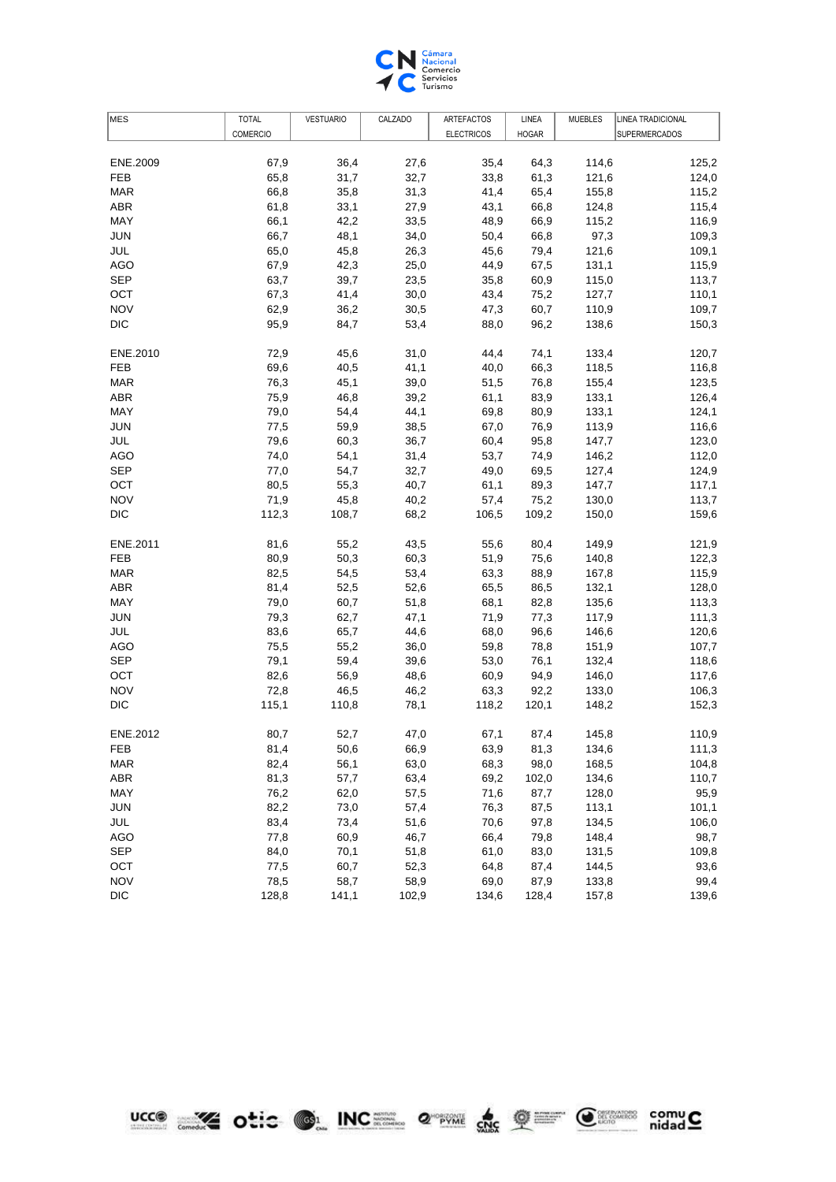| MES | TOTAL COMERCIO | VESTUARIO | CALZADO | ARTEFACTOS ELECTRICOS | LINEA HOGAR | MUEBLES | LINEA TRADICIONAL SUPERMERCADOS |
|---|---|---|---|---|---|---|---|
| ENE.2009 | 67,9 | 36,4 | 27,6 | 35,4 | 64,3 | 114,6 | 125,2 |
| FEB | 65,8 | 31,7 | 32,7 | 33,8 | 61,3 | 121,6 | 124,0 |
| MAR | 66,8 | 35,8 | 31,3 | 41,4 | 65,4 | 155,8 | 115,2 |
| ABR | 61,8 | 33,1 | 27,9 | 43,1 | 66,8 | 124,8 | 115,4 |
| MAY | 66,1 | 42,2 | 33,5 | 48,9 | 66,9 | 115,2 | 116,9 |
| JUN | 66,7 | 48,1 | 34,0 | 50,4 | 66,8 | 97,3 | 109,3 |
| JUL | 65,0 | 45,8 | 26,3 | 45,6 | 79,4 | 121,6 | 109,1 |
| AGO | 67,9 | 42,3 | 25,0 | 44,9 | 67,5 | 131,1 | 115,9 |
| SEP | 63,7 | 39,7 | 23,5 | 35,8 | 60,9 | 115,0 | 113,7 |
| OCT | 67,3 | 41,4 | 30,0 | 43,4 | 75,2 | 127,7 | 110,1 |
| NOV | 62,9 | 36,2 | 30,5 | 47,3 | 60,7 | 110,9 | 109,7 |
| DIC | 95,9 | 84,7 | 53,4 | 88,0 | 96,2 | 138,6 | 150,3 |
| ENE.2010 | 72,9 | 45,6 | 31,0 | 44,4 | 74,1 | 133,4 | 120,7 |
| FEB | 69,6 | 40,5 | 41,1 | 40,0 | 66,3 | 118,5 | 116,8 |
| MAR | 76,3 | 45,1 | 39,0 | 51,5 | 76,8 | 155,4 | 123,5 |
| ABR | 75,9 | 46,8 | 39,2 | 61,1 | 83,9 | 133,1 | 126,4 |
| MAY | 79,0 | 54,4 | 44,1 | 69,8 | 80,9 | 133,1 | 124,1 |
| JUN | 77,5 | 59,9 | 38,5 | 67,0 | 76,9 | 113,9 | 116,6 |
| JUL | 79,6 | 60,3 | 36,7 | 60,4 | 95,8 | 147,7 | 123,0 |
| AGO | 74,0 | 54,1 | 31,4 | 53,7 | 74,9 | 146,2 | 112,0 |
| SEP | 77,0 | 54,7 | 32,7 | 49,0 | 69,5 | 127,4 | 124,9 |
| OCT | 80,5 | 55,3 | 40,7 | 61,1 | 89,3 | 147,7 | 117,1 |
| NOV | 71,9 | 45,8 | 40,2 | 57,4 | 75,2 | 130,0 | 113,7 |
| DIC | 112,3 | 108,7 | 68,2 | 106,5 | 109,2 | 150,0 | 159,6 |
| ENE.2011 | 81,6 | 55,2 | 43,5 | 55,6 | 80,4 | 149,9 | 121,9 |
| FEB | 80,9 | 50,3 | 60,3 | 51,9 | 75,6 | 140,8 | 122,3 |
| MAR | 82,5 | 54,5 | 53,4 | 63,3 | 88,9 | 167,8 | 115,9 |
| ABR | 81,4 | 52,5 | 52,6 | 65,5 | 86,5 | 132,1 | 128,0 |
| MAY | 79,0 | 60,7 | 51,8 | 68,1 | 82,8 | 135,6 | 113,3 |
| JUN | 79,3 | 62,7 | 47,1 | 71,9 | 77,3 | 117,9 | 111,3 |
| JUL | 83,6 | 65,7 | 44,6 | 68,0 | 96,6 | 146,6 | 120,6 |
| AGO | 75,5 | 55,2 | 36,0 | 59,8 | 78,8 | 151,9 | 107,7 |
| SEP | 79,1 | 59,4 | 39,6 | 53,0 | 76,1 | 132,4 | 118,6 |
| OCT | 82,6 | 56,9 | 48,6 | 60,9 | 94,9 | 146,0 | 117,6 |
| NOV | 72,8 | 46,5 | 46,2 | 63,3 | 92,2 | 133,0 | 106,3 |
| DIC | 115,1 | 110,8 | 78,1 | 118,2 | 120,1 | 148,2 | 152,3 |
| ENE.2012 | 80,7 | 52,7 | 47,0 | 67,1 | 87,4 | 145,8 | 110,9 |
| FEB | 81,4 | 50,6 | 66,9 | 63,9 | 81,3 | 134,6 | 111,3 |
| MAR | 82,4 | 56,1 | 63,0 | 68,3 | 98,0 | 168,5 | 104,8 |
| ABR | 81,3 | 57,7 | 63,4 | 69,2 | 102,0 | 134,6 | 110,7 |
| MAY | 76,2 | 62,0 | 57,5 | 71,6 | 87,7 | 128,0 | 95,9 |
| JUN | 82,2 | 73,0 | 57,4 | 76,3 | 87,5 | 113,1 | 101,1 |
| JUL | 83,4 | 73,4 | 51,6 | 70,6 | 97,8 | 134,5 | 106,0 |
| AGO | 77,8 | 60,9 | 46,7 | 66,4 | 79,8 | 148,4 | 98,7 |
| SEP | 84,0 | 70,1 | 51,8 | 61,0 | 83,0 | 131,5 | 109,8 |
| OCT | 77,5 | 60,7 | 52,3 | 64,8 | 87,4 | 144,5 | 93,6 |
| NOV | 78,5 | 58,7 | 58,9 | 69,0 | 87,9 | 133,8 | 99,4 |
| DIC | 128,8 | 141,1 | 102,9 | 134,6 | 128,4 | 157,8 | 139,6 |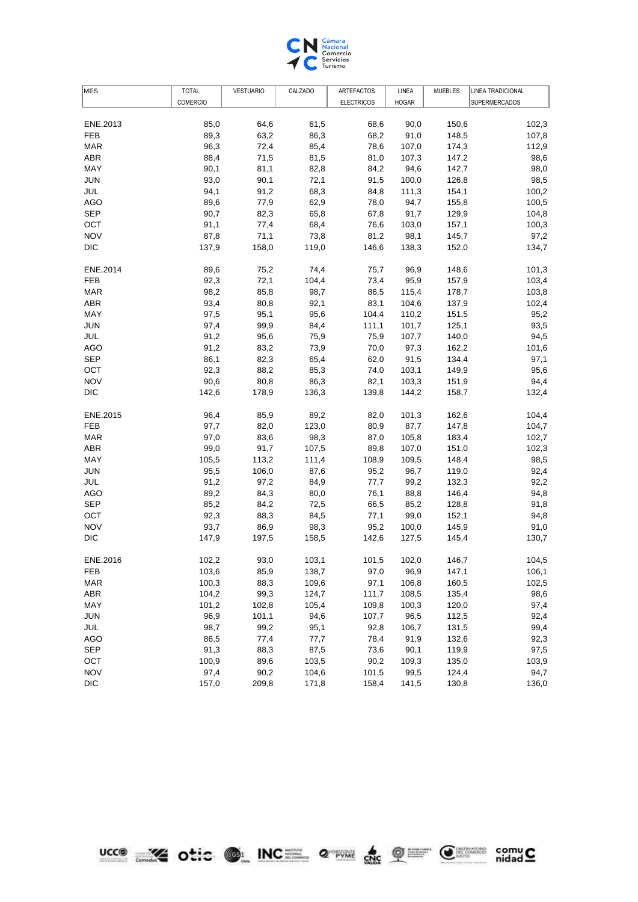| MES | TOTAL COMERCIO | VESTUARIO | CALZADO | ARTEFACTOS ELECTRICOS | LINEA HOGAR | MUEBLES | LINEA TRADICIONAL SUPERMERCADOS |
|---|---|---|---|---|---|---|---|
| ENE.2013 | 85,0 | 64,6 | 61,5 | 68,6 | 90,0 | 150,6 | 102,3 |
| FEB | 89,3 | 63,2 | 86,3 | 68,2 | 91,0 | 148,5 | 107,8 |
| MAR | 96,3 | 72,4 | 85,4 | 78,6 | 107,0 | 174,3 | 112,9 |
| ABR | 88,4 | 71,5 | 81,5 | 81,0 | 107,3 | 147,2 | 98,6 |
| MAY | 90,1 | 81,1 | 82,8 | 84,2 | 94,6 | 142,7 | 98,0 |
| JUN | 93,0 | 90,1 | 72,1 | 91,5 | 100,0 | 126,8 | 98,5 |
| JUL | 94,1 | 91,2 | 68,3 | 84,8 | 111,3 | 154,1 | 100,2 |
| AGO | 89,6 | 77,9 | 62,9 | 78,0 | 94,7 | 155,8 | 100,5 |
| SEP | 90,7 | 82,3 | 65,8 | 67,8 | 91,7 | 129,9 | 104,8 |
| OCT | 91,1 | 77,4 | 68,4 | 76,6 | 103,0 | 157,1 | 100,3 |
| NOV | 87,8 | 71,1 | 73,8 | 81,2 | 98,1 | 145,7 | 97,2 |
| DIC | 137,9 | 158,0 | 119,0 | 146,6 | 138,3 | 152,0 | 134,7 |
| ENE.2014 | 89,6 | 75,2 | 74,4 | 75,7 | 96,9 | 148,6 | 101,3 |
| FEB | 92,3 | 72,1 | 104,4 | 73,4 | 95,9 | 157,9 | 103,4 |
| MAR | 98,2 | 85,8 | 98,7 | 86,5 | 115,4 | 178,7 | 103,8 |
| ABR | 93,4 | 80,8 | 92,1 | 83,1 | 104,6 | 137,9 | 102,4 |
| MAY | 97,5 | 95,1 | 95,6 | 104,4 | 110,2 | 151,5 | 95,2 |
| JUN | 97,4 | 99,9 | 84,4 | 111,1 | 101,7 | 125,1 | 93,5 |
| JUL | 91,2 | 95,6 | 75,9 | 75,9 | 107,7 | 140,0 | 94,5 |
| AGO | 91,2 | 83,2 | 73,9 | 70,0 | 97,3 | 162,2 | 101,6 |
| SEP | 86,1 | 82,3 | 65,4 | 62,0 | 91,5 | 134,4 | 97,1 |
| OCT | 92,3 | 88,2 | 85,3 | 74,0 | 103,1 | 149,9 | 95,6 |
| NOV | 90,6 | 80,8 | 86,3 | 82,1 | 103,3 | 151,9 | 94,4 |
| DIC | 142,6 | 178,9 | 136,3 | 139,8 | 144,2 | 158,7 | 132,4 |
| ENE.2015 | 96,4 | 85,9 | 89,2 | 82,0 | 101,3 | 162,6 | 104,4 |
| FEB | 97,7 | 82,0 | 123,0 | 80,9 | 87,7 | 147,8 | 104,7 |
| MAR | 97,0 | 83,6 | 98,3 | 87,0 | 105,8 | 183,4 | 102,7 |
| ABR | 99,0 | 91,7 | 107,5 | 89,8 | 107,0 | 151,0 | 102,3 |
| MAY | 105,5 | 113,2 | 111,4 | 108,9 | 109,5 | 148,4 | 98,5 |
| JUN | 95,5 | 106,0 | 87,6 | 95,2 | 96,7 | 119,0 | 92,4 |
| JUL | 91,2 | 97,2 | 84,9 | 77,7 | 99,2 | 132,3 | 92,2 |
| AGO | 89,2 | 84,3 | 80,0 | 76,1 | 88,8 | 146,4 | 94,8 |
| SEP | 85,2 | 84,2 | 72,5 | 66,5 | 85,2 | 128,8 | 91,8 |
| OCT | 92,3 | 88,3 | 84,5 | 77,1 | 99,0 | 152,1 | 94,8 |
| NOV | 93,7 | 86,9 | 98,3 | 95,2 | 100,0 | 145,9 | 91,0 |
| DIC | 147,9 | 197,5 | 158,5 | 142,6 | 127,5 | 145,4 | 130,7 |
| ENE.2016 | 102,2 | 93,0 | 103,1 | 101,5 | 102,0 | 146,7 | 104,5 |
| FEB | 103,6 | 85,9 | 138,7 | 97,0 | 96,9 | 147,1 | 106,1 |
| MAR | 100,3 | 88,3 | 109,6 | 97,1 | 106,8 | 160,5 | 102,5 |
| ABR | 104,2 | 99,3 | 124,7 | 111,7 | 108,5 | 135,4 | 98,6 |
| MAY | 101,2 | 102,8 | 105,4 | 109,8 | 100,3 | 120,0 | 97,4 |
| JUN | 96,9 | 101,1 | 94,6 | 107,7 | 96,5 | 112,5 | 92,4 |
| JUL | 98,7 | 99,2 | 95,1 | 92,8 | 106,7 | 131,5 | 99,4 |
| AGO | 86,5 | 77,4 | 77,7 | 78,4 | 91,9 | 132,6 | 92,3 |
| SEP | 91,3 | 88,3 | 87,5 | 73,6 | 90,1 | 119,9 | 97,5 |
| OCT | 100,9 | 89,6 | 103,5 | 90,2 | 109,3 | 135,0 | 103,9 |
| NOV | 97,4 | 90,2 | 104,6 | 101,5 | 99,5 | 124,4 | 94,7 |
| DIC | 157,0 | 209,8 | 171,8 | 158,4 | 141,5 | 130,8 | 136,0 |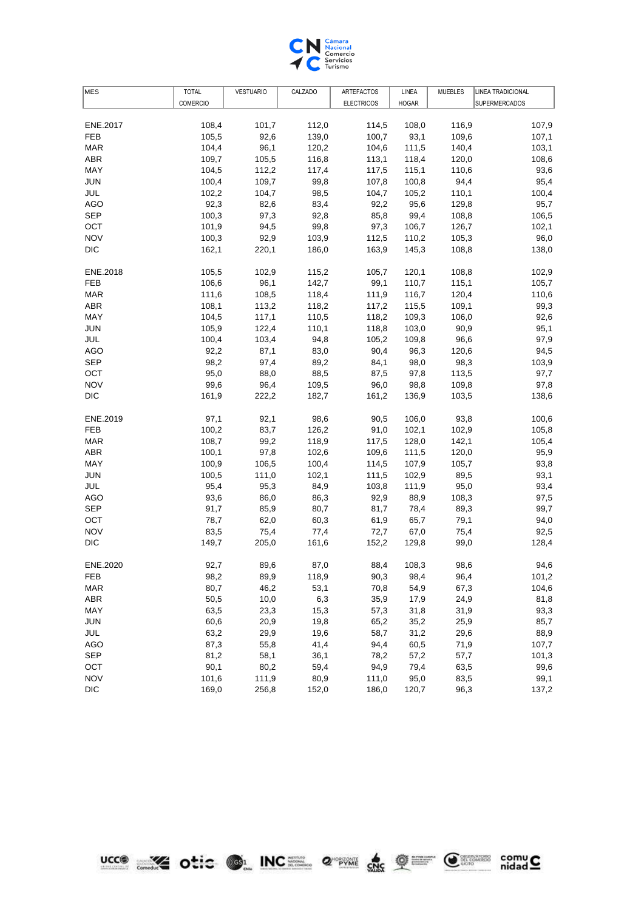| MES | TOTAL COMERCIO | VESTUARIO | CALZADO | ARTEFACTOS ELECTRICOS | LINEA HOGAR | MUEBLES | LINEA TRADICIONAL SUPERMERCADOS |
|---|---|---|---|---|---|---|---|
| ENE.2017 | 108,4 | 101,7 | 112,0 | 114,5 | 108,0 | 116,9 | 107,9 |
| FEB | 105,5 | 92,6 | 139,0 | 100,7 | 93,1 | 109,6 | 107,1 |
| MAR | 104,4 | 96,1 | 120,2 | 104,6 | 111,5 | 140,4 | 103,1 |
| ABR | 109,7 | 105,5 | 116,8 | 113,1 | 118,4 | 120,0 | 108,6 |
| MAY | 104,5 | 112,2 | 117,4 | 117,5 | 115,1 | 110,6 | 93,6 |
| JUN | 100,4 | 109,7 | 99,8 | 107,8 | 100,8 | 94,4 | 95,4 |
| JUL | 102,2 | 104,7 | 98,5 | 104,7 | 105,2 | 110,1 | 100,4 |
| AGO | 92,3 | 82,6 | 83,4 | 92,2 | 95,6 | 129,8 | 95,7 |
| SEP | 100,3 | 97,3 | 92,8 | 85,8 | 99,4 | 108,8 | 106,5 |
| OCT | 101,9 | 94,5 | 99,8 | 97,3 | 106,7 | 126,7 | 102,1 |
| NOV | 100,3 | 92,9 | 103,9 | 112,5 | 110,2 | 105,3 | 96,0 |
| DIC | 162,1 | 220,1 | 186,0 | 163,9 | 145,3 | 108,8 | 138,0 |
| ENE.2018 | 105,5 | 102,9 | 115,2 | 105,7 | 120,1 | 108,8 | 102,9 |
| FEB | 106,6 | 96,1 | 142,7 | 99,1 | 110,7 | 115,1 | 105,7 |
| MAR | 111,6 | 108,5 | 118,4 | 111,9 | 116,7 | 120,4 | 110,6 |
| ABR | 108,1 | 113,2 | 118,2 | 117,2 | 115,5 | 109,1 | 99,3 |
| MAY | 104,5 | 117,1 | 110,5 | 118,2 | 109,3 | 106,0 | 92,6 |
| JUN | 105,9 | 122,4 | 110,1 | 118,8 | 103,0 | 90,9 | 95,1 |
| JUL | 100,4 | 103,4 | 94,8 | 105,2 | 109,8 | 96,6 | 97,9 |
| AGO | 92,2 | 87,1 | 83,0 | 90,4 | 96,3 | 120,6 | 94,5 |
| SEP | 98,2 | 97,4 | 89,2 | 84,1 | 98,0 | 98,3 | 103,9 |
| OCT | 95,0 | 88,0 | 88,5 | 87,5 | 97,8 | 113,5 | 97,7 |
| NOV | 99,6 | 96,4 | 109,5 | 96,0 | 98,8 | 109,8 | 97,8 |
| DIC | 161,9 | 222,2 | 182,7 | 161,2 | 136,9 | 103,5 | 138,6 |
| ENE.2019 | 97,1 | 92,1 | 98,6 | 90,5 | 106,0 | 93,8 | 100,6 |
| FEB | 100,2 | 83,7 | 126,2 | 91,0 | 102,1 | 102,9 | 105,8 |
| MAR | 108,7 | 99,2 | 118,9 | 117,5 | 128,0 | 142,1 | 105,4 |
| ABR | 100,1 | 97,8 | 102,6 | 109,6 | 111,5 | 120,0 | 95,9 |
| MAY | 100,9 | 106,5 | 100,4 | 114,5 | 107,9 | 105,7 | 93,8 |
| JUN | 100,5 | 111,0 | 102,1 | 111,5 | 102,9 | 89,5 | 93,1 |
| JUL | 95,4 | 95,3 | 84,9 | 103,8 | 111,9 | 95,0 | 93,4 |
| AGO | 93,6 | 86,0 | 86,3 | 92,9 | 88,9 | 108,3 | 97,5 |
| SEP | 91,7 | 85,9 | 80,7 | 81,7 | 78,4 | 89,3 | 99,7 |
| OCT | 78,7 | 62,0 | 60,3 | 61,9 | 65,7 | 79,1 | 94,0 |
| NOV | 83,5 | 75,4 | 77,4 | 72,7 | 67,0 | 75,4 | 92,5 |
| DIC | 149,7 | 205,0 | 161,6 | 152,2 | 129,8 | 99,0 | 128,4 |
| ENE.2020 | 92,7 | 89,6 | 87,0 | 88,4 | 108,3 | 98,6 | 94,6 |
| FEB | 98,2 | 89,9 | 118,9 | 90,3 | 98,4 | 96,4 | 101,2 |
| MAR | 80,7 | 46,2 | 53,1 | 70,8 | 54,9 | 67,3 | 104,6 |
| ABR | 50,5 | 10,0 | 6,3 | 35,9 | 17,9 | 24,9 | 81,8 |
| MAY | 63,5 | 23,3 | 15,3 | 57,3 | 31,8 | 31,9 | 93,3 |
| JUN | 60,6 | 20,9 | 19,8 | 65,2 | 35,2 | 25,9 | 85,7 |
| JUL | 63,2 | 29,9 | 19,6 | 58,7 | 31,2 | 29,6 | 88,9 |
| AGO | 87,3 | 55,8 | 41,4 | 94,4 | 60,5 | 71,9 | 107,7 |
| SEP | 81,2 | 58,1 | 36,1 | 78,2 | 57,2 | 57,7 | 101,3 |
| OCT | 90,1 | 80,2 | 59,4 | 94,9 | 79,4 | 63,5 | 99,6 |
| NOV | 101,6 | 111,9 | 80,9 | 111,0 | 95,0 | 83,5 | 99,1 |
| DIC | 169,0 | 256,8 | 152,0 | 186,0 | 120,7 | 96,3 | 137,2 |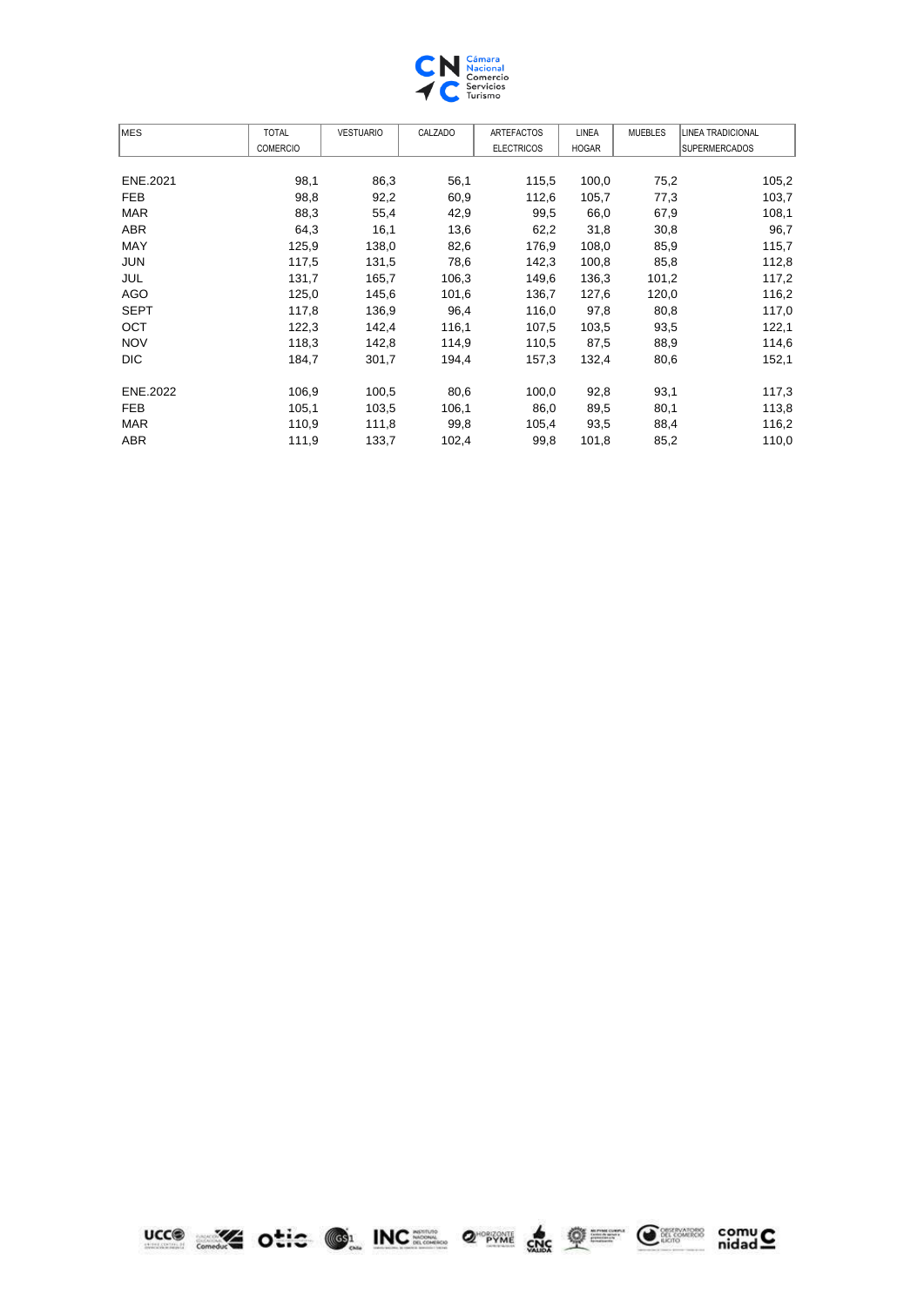| MES | TOTAL COMERCIO | VESTUARIO | CALZADO | ARTEFACTOS ELECTRICOS | LINEA HOGAR | MUEBLES | LINEA TRADICIONAL SUPERMERCADOS |
|---|---|---|---|---|---|---|---|
| ENE.2021 | 98,1 | 86,3 | 56,1 | 115,5 | 100,0 | 75,2 | 105,2 |
| FEB | 98,8 | 92,2 | 60,9 | 112,6 | 105,7 | 77,3 | 103,7 |
| MAR | 88,3 | 55,4 | 42,9 | 99,5 | 66,0 | 67,9 | 108,1 |
| ABR | 64,3 | 16,1 | 13,6 | 62,2 | 31,8 | 30,8 | 96,7 |
| MAY | 125,9 | 138,0 | 82,6 | 176,9 | 108,0 | 85,9 | 115,7 |
| JUN | 117,5 | 131,5 | 78,6 | 142,3 | 100,8 | 85,8 | 112,8 |
| JUL | 131,7 | 165,7 | 106,3 | 149,6 | 136,3 | 101,2 | 117,2 |
| AGO | 125,0 | 145,6 | 101,6 | 136,7 | 127,6 | 120,0 | 116,2 |
| SEPT | 117,8 | 136,9 | 96,4 | 116,0 | 97,8 | 80,8 | 117,0 |
| OCT | 122,3 | 142,4 | 116,1 | 107,5 | 103,5 | 93,5 | 122,1 |
| NOV | 118,3 | 142,8 | 114,9 | 110,5 | 87,5 | 88,9 | 114,6 |
| DIC | 184,7 | 301,7 | 194,4 | 157,3 | 132,4 | 80,6 | 152,1 |
| ENE.2022 | 106,9 | 100,5 | 80,6 | 100,0 | 92,8 | 93,1 | 117,3 |
| FEB | 105,1 | 103,5 | 106,1 | 86,0 | 89,5 | 80,1 | 113,8 |
| MAR | 110,9 | 111,8 | 99,8 | 105,4 | 93,5 | 88,4 | 116,2 |
| ABR | 111,9 | 133,7 | 102,4 | 99,8 | 101,8 | 85,2 | 110,0 |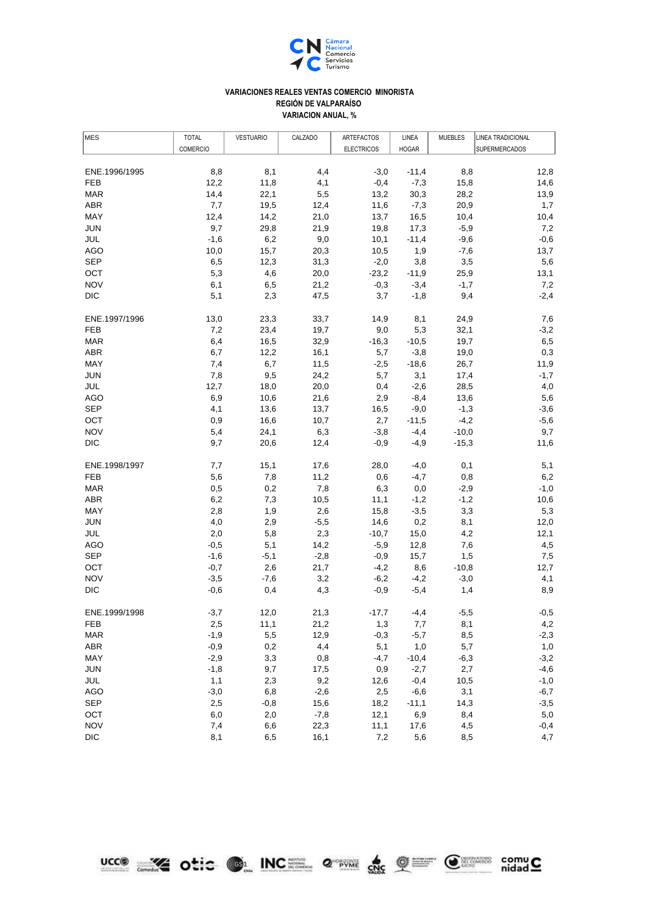**VARIACIONES REALES VENTAS COMERCIO MINORISTA**
**REGIÓN DE VALPARAÍSO**
**VARIACION ANUAL, %**

| MES | TOTAL COMERCIO | VESTUARIO | CALZADO | ARTEFACTOS ELECTRICOS | LINEA HOGAR | MUEBLES | LINEA TRADICIONAL SUPERMERCADOS |
|---|---|---|---|---|---|---|---|
| ENE.1996/1995 | 8,8 | 8,1 | 4,4 | -3,0 | -11,4 | 8,8 | 12,8 |
| FEB | 12,2 | 11,8 | 4,1 | -0,4 | -7,3 | 15,8 | 14,6 |
| MAR | 14,4 | 22,1 | 5,5 | 13,2 | 30,3 | 28,2 | 13,9 |
| ABR | 7,7 | 19,5 | 12,4 | 11,6 | -7,3 | 20,9 | 1,7 |
| MAY | 12,4 | 14,2 | 21,0 | 13,7 | 16,5 | 10,4 | 10,4 |
| JUN | 9,7 | 29,8 | 21,9 | 19,8 | 17,3 | -5,9 | 7,2 |
| JUL | -1,6 | 6,2 | 9,0 | 10,1 | -11,4 | -9,6 | -0,6 |
| AGO | 10,0 | 15,7 | 20,3 | 10,5 | 1,9 | -7,6 | 13,7 |
| SEP | 6,5 | 12,3 | 31,3 | -2,0 | 3,8 | 3,5 | 5,6 |
| OCT | 5,3 | 4,6 | 20,0 | -23,2 | -11,9 | 25,9 | 13,1 |
| NOV | 6,1 | 6,5 | 21,2 | -0,3 | -3,4 | -1,7 | 7,2 |
| DIC | 5,1 | 2,3 | 47,5 | 3,7 | -1,8 | 9,4 | -2,4 |
| ENE.1997/1996 | 13,0 | 23,3 | 33,7 | 14,9 | 8,1 | 24,9 | 7,6 |
| FEB | 7,2 | 23,4 | 19,7 | 9,0 | 5,3 | 32,1 | -3,2 |
| MAR | 6,4 | 16,5 | 32,9 | -16,3 | -10,5 | 19,7 | 6,5 |
| ABR | 6,7 | 12,2 | 16,1 | 5,7 | -3,8 | 19,0 | 0,3 |
| MAY | 7,4 | 6,7 | 11,5 | -2,5 | -18,6 | 26,7 | 11,9 |
| JUN | 7,8 | 9,5 | 24,2 | 5,7 | 3,1 | 17,4 | -1,7 |
| JUL | 12,7 | 18,0 | 20,0 | 0,4 | -2,6 | 28,5 | 4,0 |
| AGO | 6,9 | 10,6 | 21,6 | 2,9 | -8,4 | 13,6 | 5,6 |
| SEP | 4,1 | 13,6 | 13,7 | 16,5 | -9,0 | -1,3 | -3,6 |
| OCT | 0,9 | 16,6 | 10,7 | 2,7 | -11,5 | -4,2 | -5,6 |
| NOV | 5,4 | 24,1 | 6,3 | -3,8 | -4,4 | -10,0 | 9,7 |
| DIC | 9,7 | 20,6 | 12,4 | -0,9 | -4,9 | -15,3 | 11,6 |
| ENE.1998/1997 | 7,7 | 15,1 | 17,6 | 28,0 | -4,0 | 0,1 | 5,1 |
| FEB | 5,6 | 7,8 | 11,2 | 0,6 | -4,7 | 0,8 | 6,2 |
| MAR | 0,5 | 0,2 | 7,8 | 6,3 | 0,0 | -2,9 | -1,0 |
| ABR | 6,2 | 7,3 | 10,5 | 11,1 | -1,2 | -1,2 | 10,6 |
| MAY | 2,8 | 1,9 | 2,6 | 15,8 | -3,5 | 3,3 | 5,3 |
| JUN | 4,0 | 2,9 | -5,5 | 14,6 | 0,2 | 8,1 | 12,0 |
| JUL | 2,0 | 5,8 | 2,3 | -10,7 | 15,0 | 4,2 | 12,1 |
| AGO | -0,5 | 5,1 | 14,2 | -5,9 | 12,8 | 7,6 | 4,5 |
| SEP | -1,6 | -5,1 | -2,8 | -0,9 | 15,7 | 1,5 | 7,5 |
| OCT | -0,7 | 2,6 | 21,7 | -4,2 | 8,6 | -10,8 | 12,7 |
| NOV | -3,5 | -7,6 | 3,2 | -6,2 | -4,2 | -3,0 | 4,1 |
| DIC | -0,6 | 0,4 | 4,3 | -0,9 | -5,4 | 1,4 | 8,9 |
| ENE.1999/1998 | -3,7 | 12,0 | 21,3 | -17,7 | -4,4 | -5,5 | -0,5 |
| FEB | 2,5 | 11,1 | 21,2 | 1,3 | 7,7 | 8,1 | 4,2 |
| MAR | -1,9 | 5,5 | 12,9 | -0,3 | -5,7 | 8,5 | -2,3 |
| ABR | -0,9 | 0,2 | 4,4 | 5,1 | 1,0 | 5,7 | 1,0 |
| MAY | -2,9 | 3,3 | 0,8 | -4,7 | -10,4 | -6,3 | -3,2 |
| JUN | -1,8 | 9,7 | 17,5 | 0,9 | -2,7 | 2,7 | -4,6 |
| JUL | 1,1 | 2,3 | 9,2 | 12,6 | -0,4 | 10,5 | -1,0 |
| AGO | -3,0 | 6,8 | -2,6 | 2,5 | -6,6 | 3,1 | -6,7 |
| SEP | 2,5 | -0,8 | 15,6 | 18,2 | -11,1 | 14,3 | -3,5 |
| OCT | 6,0 | 2,0 | -7,8 | 12,1 | 6,9 | 8,4 | 5,0 |
| NOV | 7,4 | 6,6 | 22,3 | 11,1 | 17,6 | 4,5 | -0,4 |
| DIC | 8,1 | 6,5 | 16,1 | 7,2 | 5,6 | 8,5 | 4,7 |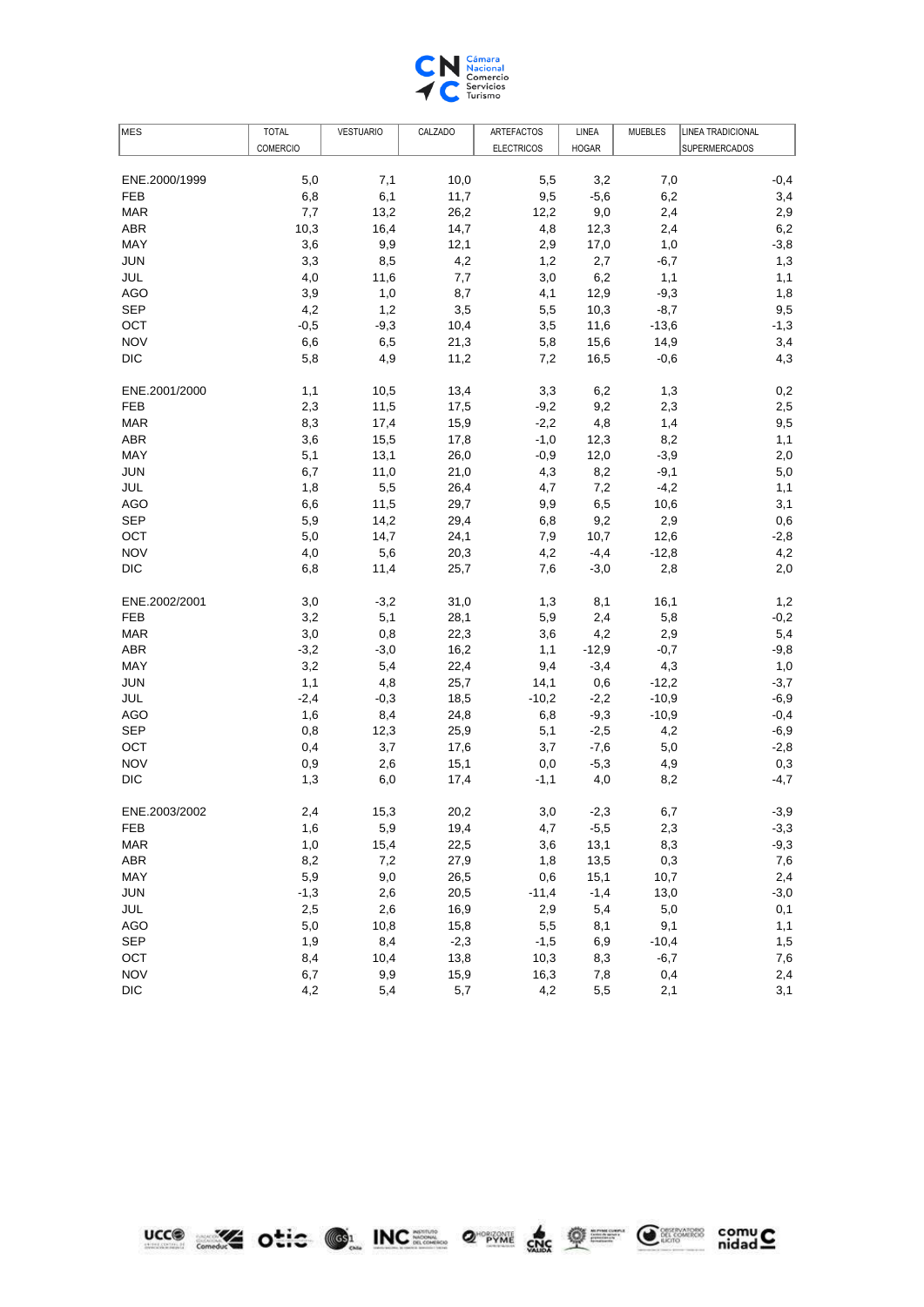| MES | TOTAL COMERCIO | VESTUARIO | CALZADO | ARTEFACTOS ELECTRICOS | LINEA HOGAR | MUEBLES | LINEA TRADICIONAL SUPERMERCADOS |
|---|---|---|---|---|---|---|---|
| ENE.2000/1999 | 5,0 | 7,1 | 10,0 | 5,5 | 3,2 | 7,0 | -0,4 |
| FEB | 6,8 | 6,1 | 11,7 | 9,5 | -5,6 | 6,2 | 3,4 |
| MAR | 7,7 | 13,2 | 26,2 | 12,2 | 9,0 | 2,4 | 2,9 |
| ABR | 10,3 | 16,4 | 14,7 | 4,8 | 12,3 | 2,4 | 6,2 |
| MAY | 3,6 | 9,9 | 12,1 | 2,9 | 17,0 | 1,0 | -3,8 |
| JUN | 3,3 | 8,5 | 4,2 | 1,2 | 2,7 | -6,7 | 1,3 |
| JUL | 4,0 | 11,6 | 7,7 | 3,0 | 6,2 | 1,1 | 1,1 |
| AGO | 3,9 | 1,0 | 8,7 | 4,1 | 12,9 | -9,3 | 1,8 |
| SEP | 4,2 | 1,2 | 3,5 | 5,5 | 10,3 | -8,7 | 9,5 |
| OCT | -0,5 | -9,3 | 10,4 | 3,5 | 11,6 | -13,6 | -1,3 |
| NOV | 6,6 | 6,5 | 21,3 | 5,8 | 15,6 | 14,9 | 3,4 |
| DIC | 5,8 | 4,9 | 11,2 | 7,2 | 16,5 | -0,6 | 4,3 |
| ENE.2001/2000 | 1,1 | 10,5 | 13,4 | 3,3 | 6,2 | 1,3 | 0,2 |
| FEB | 2,3 | 11,5 | 17,5 | -9,2 | 9,2 | 2,3 | 2,5 |
| MAR | 8,3 | 17,4 | 15,9 | -2,2 | 4,8 | 1,4 | 9,5 |
| ABR | 3,6 | 15,5 | 17,8 | -1,0 | 12,3 | 8,2 | 1,1 |
| MAY | 5,1 | 13,1 | 26,0 | -0,9 | 12,0 | -3,9 | 2,0 |
| JUN | 6,7 | 11,0 | 21,0 | 4,3 | 8,2 | -9,1 | 5,0 |
| JUL | 1,8 | 5,5 | 26,4 | 4,7 | 7,2 | -4,2 | 1,1 |
| AGO | 6,6 | 11,5 | 29,7 | 9,9 | 6,5 | 10,6 | 3,1 |
| SEP | 5,9 | 14,2 | 29,4 | 6,8 | 9,2 | 2,9 | 0,6 |
| OCT | 5,0 | 14,7 | 24,1 | 7,9 | 10,7 | 12,6 | -2,8 |
| NOV | 4,0 | 5,6 | 20,3 | 4,2 | -4,4 | -12,8 | 4,2 |
| DIC | 6,8 | 11,4 | 25,7 | 7,6 | -3,0 | 2,8 | 2,0 |
| ENE.2002/2001 | 3,0 | -3,2 | 31,0 | 1,3 | 8,1 | 16,1 | 1,2 |
| FEB | 3,2 | 5,1 | 28,1 | 5,9 | 2,4 | 5,8 | -0,2 |
| MAR | 3,0 | 0,8 | 22,3 | 3,6 | 4,2 | 2,9 | 5,4 |
| ABR | -3,2 | -3,0 | 16,2 | 1,1 | -12,9 | -0,7 | -9,8 |
| MAY | 3,2 | 5,4 | 22,4 | 9,4 | -3,4 | 4,3 | 1,0 |
| JUN | 1,1 | 4,8 | 25,7 | 14,1 | 0,6 | -12,2 | -3,7 |
| JUL | -2,4 | -0,3 | 18,5 | -10,2 | -2,2 | -10,9 | -6,9 |
| AGO | 1,6 | 8,4 | 24,8 | 6,8 | -9,3 | -10,9 | -0,4 |
| SEP | 0,8 | 12,3 | 25,9 | 5,1 | -2,5 | 4,2 | -6,9 |
| OCT | 0,4 | 3,7 | 17,6 | 3,7 | -7,6 | 5,0 | -2,8 |
| NOV | 0,9 | 2,6 | 15,1 | 0,0 | -5,3 | 4,9 | 0,3 |
| DIC | 1,3 | 6,0 | 17,4 | -1,1 | 4,0 | 8,2 | -4,7 |
| ENE.2003/2002 | 2,4 | 15,3 | 20,2 | 3,0 | -2,3 | 6,7 | -3,9 |
| FEB | 1,6 | 5,9 | 19,4 | 4,7 | -5,5 | 2,3 | -3,3 |
| MAR | 1,0 | 15,4 | 22,5 | 3,6 | 13,1 | 8,3 | -9,3 |
| ABR | 8,2 | 7,2 | 27,9 | 1,8 | 13,5 | 0,3 | 7,6 |
| MAY | 5,9 | 9,0 | 26,5 | 0,6 | 15,1 | 10,7 | 2,4 |
| JUN | -1,3 | 2,6 | 20,5 | -11,4 | -1,4 | 13,0 | -3,0 |
| JUL | 2,5 | 2,6 | 16,9 | 2,9 | 5,4 | 5,0 | 0,1 |
| AGO | 5,0 | 10,8 | 15,8 | 5,5 | 8,1 | 9,1 | 1,1 |
| SEP | 1,9 | 8,4 | -2,3 | -1,5 | 6,9 | -10,4 | 1,5 |
| OCT | 8,4 | 10,4 | 13,8 | 10,3 | 8,3 | -6,7 | 7,6 |
| NOV | 6,7 | 9,9 | 15,9 | 16,3 | 7,8 | 0,4 | 2,4 |
| DIC | 4,2 | 5,4 | 5,7 | 4,2 | 5,5 | 2,1 | 3,1 |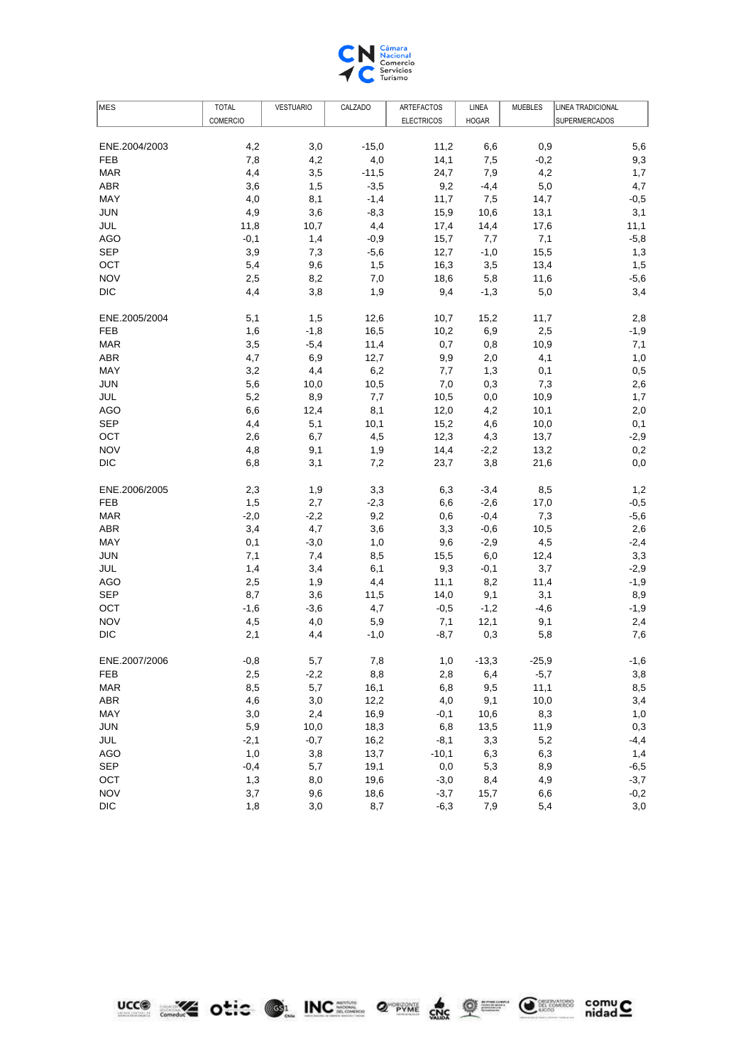| MES | TOTAL COMERCIO | VESTUARIO | CALZADO | ARTEFACTOS ELECTRICOS | LINEA HOGAR | MUEBLES | LINEA TRADICIONAL SUPERMERCADOS |
|---|---|---|---|---|---|---|---|
| ENE.2004/2003 | 4,2 | 3,0 | -15,0 | 11,2 | 6,6 | 0,9 | 5,6 |
| FEB | 7,8 | 4,2 | 4,0 | 14,1 | 7,5 | -0,2 | 9,3 |
| MAR | 4,4 | 3,5 | -11,5 | 24,7 | 7,9 | 4,2 | 1,7 |
| ABR | 3,6 | 1,5 | -3,5 | 9,2 | -4,4 | 5,0 | 4,7 |
| MAY | 4,0 | 8,1 | -1,4 | 11,7 | 7,5 | 14,7 | -0,5 |
| JUN | 4,9 | 3,6 | -8,3 | 15,9 | 10,6 | 13,1 | 3,1 |
| JUL | 11,8 | 10,7 | 4,4 | 17,4 | 14,4 | 17,6 | 11,1 |
| AGO | -0,1 | 1,4 | -0,9 | 15,7 | 7,7 | 7,1 | -5,8 |
| SEP | 3,9 | 7,3 | -5,6 | 12,7 | -1,0 | 15,5 | 1,3 |
| OCT | 5,4 | 9,6 | 1,5 | 16,3 | 3,5 | 13,4 | 1,5 |
| NOV | 2,5 | 8,2 | 7,0 | 18,6 | 5,8 | 11,6 | -5,6 |
| DIC | 4,4 | 3,8 | 1,9 | 9,4 | -1,3 | 5,0 | 3,4 |
| ENE.2005/2004 | 5,1 | 1,5 | 12,6 | 10,7 | 15,2 | 11,7 | 2,8 |
| FEB | 1,6 | -1,8 | 16,5 | 10,2 | 6,9 | 2,5 | -1,9 |
| MAR | 3,5 | -5,4 | 11,4 | 0,7 | 0,8 | 10,9 | 7,1 |
| ABR | 4,7 | 6,9 | 12,7 | 9,9 | 2,0 | 4,1 | 1,0 |
| MAY | 3,2 | 4,4 | 6,2 | 7,7 | 1,3 | 0,1 | 0,5 |
| JUN | 5,6 | 10,0 | 10,5 | 7,0 | 0,3 | 7,3 | 2,6 |
| JUL | 5,2 | 8,9 | 7,7 | 10,5 | 0,0 | 10,9 | 1,7 |
| AGO | 6,6 | 12,4 | 8,1 | 12,0 | 4,2 | 10,1 | 2,0 |
| SEP | 4,4 | 5,1 | 10,1 | 15,2 | 4,6 | 10,0 | 0,1 |
| OCT | 2,6 | 6,7 | 4,5 | 12,3 | 4,3 | 13,7 | -2,9 |
| NOV | 4,8 | 9,1 | 1,9 | 14,4 | -2,2 | 13,2 | 0,2 |
| DIC | 6,8 | 3,1 | 7,2 | 23,7 | 3,8 | 21,6 | 0,0 |
| ENE.2006/2005 | 2,3 | 1,9 | 3,3 | 6,3 | -3,4 | 8,5 | 1,2 |
| FEB | 1,5 | 2,7 | -2,3 | 6,6 | -2,6 | 17,0 | -0,5 |
| MAR | -2,0 | -2,2 | 9,2 | 0,6 | -0,4 | 7,3 | -5,6 |
| ABR | 3,4 | 4,7 | 3,6 | 3,3 | -0,6 | 10,5 | 2,6 |
| MAY | 0,1 | -3,0 | 1,0 | 9,6 | -2,9 | 4,5 | -2,4 |
| JUN | 7,1 | 7,4 | 8,5 | 15,5 | 6,0 | 12,4 | 3,3 |
| JUL | 1,4 | 3,4 | 6,1 | 9,3 | -0,1 | 3,7 | -2,9 |
| AGO | 2,5 | 1,9 | 4,4 | 11,1 | 8,2 | 11,4 | -1,9 |
| SEP | 8,7 | 3,6 | 11,5 | 14,0 | 9,1 | 3,1 | 8,9 |
| OCT | -1,6 | -3,6 | 4,7 | -0,5 | -1,2 | -4,6 | -1,9 |
| NOV | 4,5 | 4,0 | 5,9 | 7,1 | 12,1 | 9,1 | 2,4 |
| DIC | 2,1 | 4,4 | -1,0 | -8,7 | 0,3 | 5,8 | 7,6 |
| ENE.2007/2006 | -0,8 | 5,7 | 7,8 | 1,0 | -13,3 | -25,9 | -1,6 |
| FEB | 2,5 | -2,2 | 8,8 | 2,8 | 6,4 | -5,7 | 3,8 |
| MAR | 8,5 | 5,7 | 16,1 | 6,8 | 9,5 | 11,1 | 8,5 |
| ABR | 4,6 | 3,0 | 12,2 | 4,0 | 9,1 | 10,0 | 3,4 |
| MAY | 3,0 | 2,4 | 16,9 | -0,1 | 10,6 | 8,3 | 1,0 |
| JUN | 5,9 | 10,0 | 18,3 | 6,8 | 13,5 | 11,9 | 0,3 |
| JUL | -2,1 | -0,7 | 16,2 | -8,1 | 3,3 | 5,2 | -4,4 |
| AGO | 1,0 | 3,8 | 13,7 | -10,1 | 6,3 | 6,3 | 1,4 |
| SEP | -0,4 | 5,7 | 19,1 | 0,0 | 5,3 | 8,9 | -6,5 |
| OCT | 1,3 | 8,0 | 19,6 | -3,0 | 8,4 | 4,9 | -3,7 |
| NOV | 3,7 | 9,6 | 18,6 | -3,7 | 15,7 | 6,6 | -0,2 |
| DIC | 1,8 | 3,0 | 8,7 | -6,3 | 7,9 | 5,4 | 3,0 |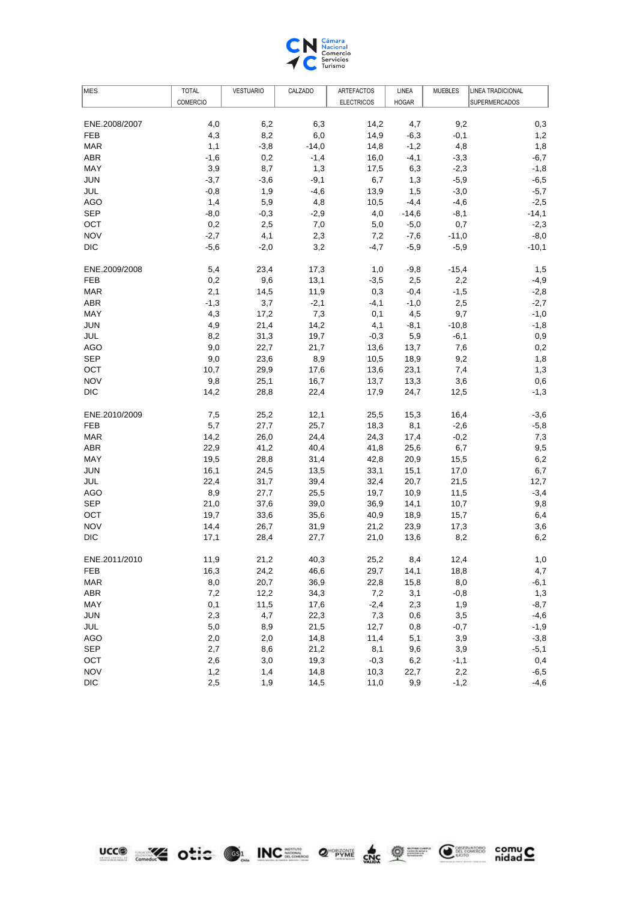| MES | TOTAL COMERCIO | VESTUARIO | CALZADO | ARTEFACTOS ELECTRICOS | LINEA HOGAR | MUEBLES | LINEA TRADICIONAL SUPERMERCADOS |
|---|---|---|---|---|---|---|---|
| ENE.2008/2007 | 4,0 | 6,2 | 6,3 | 14,2 | 4,7 | 9,2 | 0,3 |
| FEB | 4,3 | 8,2 | 6,0 | 14,9 | -6,3 | -0,1 | 1,2 |
| MAR | 1,1 | -3,8 | -14,0 | 14,8 | -1,2 | 4,8 | 1,8 |
| ABR | -1,6 | 0,2 | -1,4 | 16,0 | -4,1 | -3,3 | -6,7 |
| MAY | 3,9 | 8,7 | 1,3 | 17,5 | 6,3 | -2,3 | -1,8 |
| JUN | -3,7 | -3,6 | -9,1 | 6,7 | 1,3 | -5,9 | -6,5 |
| JUL | -0,8 | 1,9 | -4,6 | 13,9 | 1,5 | -3,0 | -5,7 |
| AGO | 1,4 | 5,9 | 4,8 | 10,5 | -4,4 | -4,6 | -2,5 |
| SEP | -8,0 | -0,3 | -2,9 | 4,0 | -14,6 | -8,1 | -14,1 |
| OCT | 0,2 | 2,5 | 7,0 | 5,0 | -5,0 | 0,7 | -2,3 |
| NOV | -2,7 | 4,1 | 2,3 | 7,2 | -7,6 | -11,0 | -8,0 |
| DIC | -5,6 | -2,0 | 3,2 | -4,7 | -5,9 | -5,9 | -10,1 |
| ENE.2009/2008 | 5,4 | 23,4 | 17,3 | 1,0 | -9,8 | -15,4 | 1,5 |
| FEB | 0,2 | 9,6 | 13,1 | -3,5 | 2,5 | 2,2 | -4,9 |
| MAR | 2,1 | 14,5 | 11,9 | 0,3 | -0,4 | -1,5 | -2,8 |
| ABR | -1,3 | 3,7 | -2,1 | -4,1 | -1,0 | 2,5 | -2,7 |
| MAY | 4,3 | 17,2 | 7,3 | 0,1 | 4,5 | 9,7 | -1,0 |
| JUN | 4,9 | 21,4 | 14,2 | 4,1 | -8,1 | -10,8 | -1,8 |
| JUL | 8,2 | 31,3 | 19,7 | -0,3 | 5,9 | -6,1 | 0,9 |
| AGO | 9,0 | 22,7 | 21,7 | 13,6 | 13,7 | 7,6 | 0,2 |
| SEP | 9,0 | 23,6 | 8,9 | 10,5 | 18,9 | 9,2 | 1,8 |
| OCT | 10,7 | 29,9 | 17,6 | 13,6 | 23,1 | 7,4 | 1,3 |
| NOV | 9,8 | 25,1 | 16,7 | 13,7 | 13,3 | 3,6 | 0,6 |
| DIC | 14,2 | 28,8 | 22,4 | 17,9 | 24,7 | 12,5 | -1,3 |
| ENE.2010/2009 | 7,5 | 25,2 | 12,1 | 25,5 | 15,3 | 16,4 | -3,6 |
| FEB | 5,7 | 27,7 | 25,7 | 18,3 | 8,1 | -2,6 | -5,8 |
| MAR | 14,2 | 26,0 | 24,4 | 24,3 | 17,4 | -0,2 | 7,3 |
| ABR | 22,9 | 41,2 | 40,4 | 41,8 | 25,6 | 6,7 | 9,5 |
| MAY | 19,5 | 28,8 | 31,4 | 42,8 | 20,9 | 15,5 | 6,2 |
| JUN | 16,1 | 24,5 | 13,5 | 33,1 | 15,1 | 17,0 | 6,7 |
| JUL | 22,4 | 31,7 | 39,4 | 32,4 | 20,7 | 21,5 | 12,7 |
| AGO | 8,9 | 27,7 | 25,5 | 19,7 | 10,9 | 11,5 | -3,4 |
| SEP | 21,0 | 37,6 | 39,0 | 36,9 | 14,1 | 10,7 | 9,8 |
| OCT | 19,7 | 33,6 | 35,6 | 40,9 | 18,9 | 15,7 | 6,4 |
| NOV | 14,4 | 26,7 | 31,9 | 21,2 | 23,9 | 17,3 | 3,6 |
| DIC | 17,1 | 28,4 | 27,7 | 21,0 | 13,6 | 8,2 | 6,2 |
| ENE.2011/2010 | 11,9 | 21,2 | 40,3 | 25,2 | 8,4 | 12,4 | 1,0 |
| FEB | 16,3 | 24,2 | 46,6 | 29,7 | 14,1 | 18,8 | 4,7 |
| MAR | 8,0 | 20,7 | 36,9 | 22,8 | 15,8 | 8,0 | -6,1 |
| ABR | 7,2 | 12,2 | 34,3 | 7,2 | 3,1 | -0,8 | 1,3 |
| MAY | 0,1 | 11,5 | 17,6 | -2,4 | 2,3 | 1,9 | -8,7 |
| JUN | 2,3 | 4,7 | 22,3 | 7,3 | 0,6 | 3,5 | -4,6 |
| JUL | 5,0 | 8,9 | 21,5 | 12,7 | 0,8 | -0,7 | -1,9 |
| AGO | 2,0 | 2,0 | 14,8 | 11,4 | 5,1 | 3,9 | -3,8 |
| SEP | 2,7 | 8,6 | 21,2 | 8,1 | 9,6 | 3,9 | -5,1 |
| OCT | 2,6 | 3,0 | 19,3 | -0,3 | 6,2 | -1,1 | 0,4 |
| NOV | 1,2 | 1,4 | 14,8 | 10,3 | 22,7 | 2,2 | -6,5 |
| DIC | 2,5 | 1,9 | 14,5 | 11,0 | 9,9 | -1,2 | -4,6 |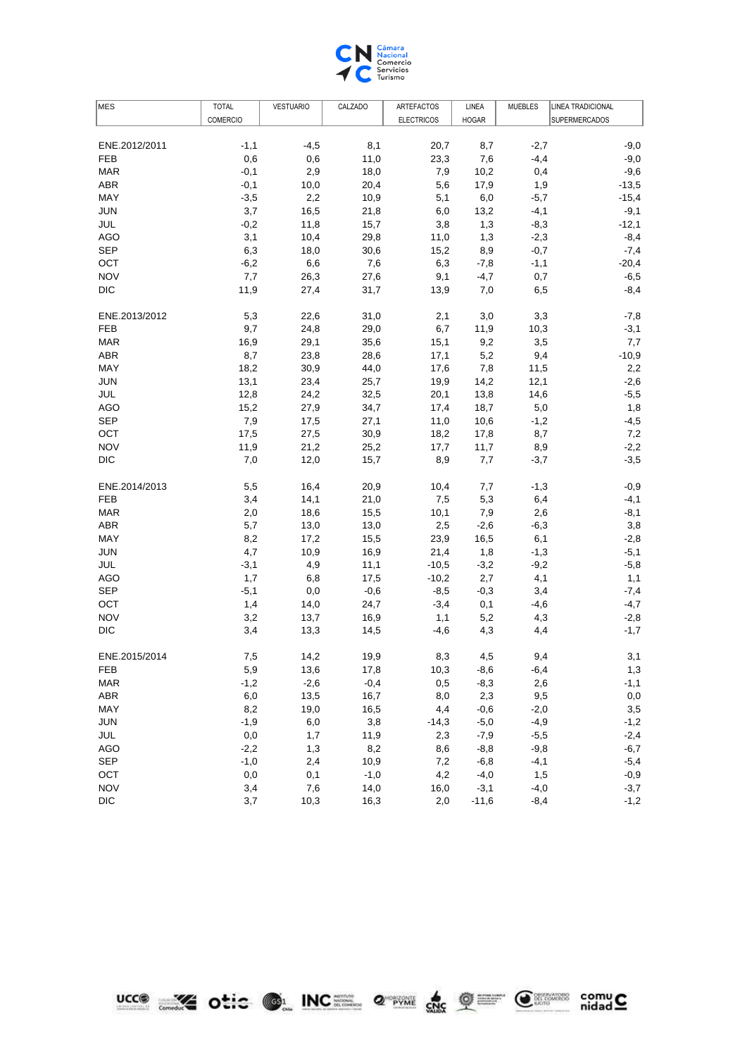| MES | TOTAL COMERCIO | VESTUARIO | CALZADO | ARTEFACTOS ELECTRICOS | LINEA HOGAR | MUEBLES | LINEA TRADICIONAL SUPERMERCADOS |
|---|---|---|---|---|---|---|---|
| ENE.2012/2011 | -1,1 | -4,5 | 8,1 | 20,7 | 8,7 | -2,7 | -9,0 |
| FEB | 0,6 | 0,6 | 11,0 | 23,3 | 7,6 | -4,4 | -9,0 |
| MAR | -0,1 | 2,9 | 18,0 | 7,9 | 10,2 | 0,4 | -9,6 |
| ABR | -0,1 | 10,0 | 20,4 | 5,6 | 17,9 | 1,9 | -13,5 |
| MAY | -3,5 | 2,2 | 10,9 | 5,1 | 6,0 | -5,7 | -15,4 |
| JUN | 3,7 | 16,5 | 21,8 | 6,0 | 13,2 | -4,1 | -9,1 |
| JUL | -0,2 | 11,8 | 15,7 | 3,8 | 1,3 | -8,3 | -12,1 |
| AGO | 3,1 | 10,4 | 29,8 | 11,0 | 1,3 | -2,3 | -8,4 |
| SEP | 6,3 | 18,0 | 30,6 | 15,2 | 8,9 | -0,7 | -7,4 |
| OCT | -6,2 | 6,6 | 7,6 | 6,3 | -7,8 | -1,1 | -20,4 |
| NOV | 7,7 | 26,3 | 27,6 | 9,1 | -4,7 | 0,7 | -6,5 |
| DIC | 11,9 | 27,4 | 31,7 | 13,9 | 7,0 | 6,5 | -8,4 |
| ENE.2013/2012 | 5,3 | 22,6 | 31,0 | 2,1 | 3,0 | 3,3 | -7,8 |
| FEB | 9,7 | 24,8 | 29,0 | 6,7 | 11,9 | 10,3 | -3,1 |
| MAR | 16,9 | 29,1 | 35,6 | 15,1 | 9,2 | 3,5 | 7,7 |
| ABR | 8,7 | 23,8 | 28,6 | 17,1 | 5,2 | 9,4 | -10,9 |
| MAY | 18,2 | 30,9 | 44,0 | 17,6 | 7,8 | 11,5 | 2,2 |
| JUN | 13,1 | 23,4 | 25,7 | 19,9 | 14,2 | 12,1 | -2,6 |
| JUL | 12,8 | 24,2 | 32,5 | 20,1 | 13,8 | 14,6 | -5,5 |
| AGO | 15,2 | 27,9 | 34,7 | 17,4 | 18,7 | 5,0 | 1,8 |
| SEP | 7,9 | 17,5 | 27,1 | 11,0 | 10,6 | -1,2 | -4,5 |
| OCT | 17,5 | 27,5 | 30,9 | 18,2 | 17,8 | 8,7 | 7,2 |
| NOV | 11,9 | 21,2 | 25,2 | 17,7 | 11,7 | 8,9 | -2,2 |
| DIC | 7,0 | 12,0 | 15,7 | 8,9 | 7,7 | -3,7 | -3,5 |
| ENE.2014/2013 | 5,5 | 16,4 | 20,9 | 10,4 | 7,7 | -1,3 | -0,9 |
| FEB | 3,4 | 14,1 | 21,0 | 7,5 | 5,3 | 6,4 | -4,1 |
| MAR | 2,0 | 18,6 | 15,5 | 10,1 | 7,9 | 2,6 | -8,1 |
| ABR | 5,7 | 13,0 | 13,0 | 2,5 | -2,6 | -6,3 | 3,8 |
| MAY | 8,2 | 17,2 | 15,5 | 23,9 | 16,5 | 6,1 | -2,8 |
| JUN | 4,7 | 10,9 | 16,9 | 21,4 | 1,8 | -1,3 | -5,1 |
| JUL | -3,1 | 4,9 | 11,1 | -10,5 | -3,2 | -9,2 | -5,8 |
| AGO | 1,7 | 6,8 | 17,5 | -10,2 | 2,7 | 4,1 | 1,1 |
| SEP | -5,1 | 0,0 | -0,6 | -8,5 | -0,3 | 3,4 | -7,4 |
| OCT | 1,4 | 14,0 | 24,7 | -3,4 | 0,1 | -4,6 | -4,7 |
| NOV | 3,2 | 13,7 | 16,9 | 1,1 | 5,2 | 4,3 | -2,8 |
| DIC | 3,4 | 13,3 | 14,5 | -4,6 | 4,3 | 4,4 | -1,7 |
| ENE.2015/2014 | 7,5 | 14,2 | 19,9 | 8,3 | 4,5 | 9,4 | 3,1 |
| FEB | 5,9 | 13,6 | 17,8 | 10,3 | -8,6 | -6,4 | 1,3 |
| MAR | -1,2 | -2,6 | -0,4 | 0,5 | -8,3 | 2,6 | -1,1 |
| ABR | 6,0 | 13,5 | 16,7 | 8,0 | 2,3 | 9,5 | 0,0 |
| MAY | 8,2 | 19,0 | 16,5 | 4,4 | -0,6 | -2,0 | 3,5 |
| JUN | -1,9 | 6,0 | 3,8 | -14,3 | -5,0 | -4,9 | -1,2 |
| JUL | 0,0 | 1,7 | 11,9 | 2,3 | -7,9 | -5,5 | -2,4 |
| AGO | -2,2 | 1,3 | 8,2 | 8,6 | -8,8 | -9,8 | -6,7 |
| SEP | -1,0 | 2,4 | 10,9 | 7,2 | -6,8 | -4,1 | -5,4 |
| OCT | 0,0 | 0,1 | -1,0 | 4,2 | -4,0 | 1,5 | -0,9 |
| NOV | 3,4 | 7,6 | 14,0 | 16,0 | -3,1 | -4,0 | -3,7 |
| DIC | 3,7 | 10,3 | 16,3 | 2,0 | -11,6 | -8,4 | -1,2 |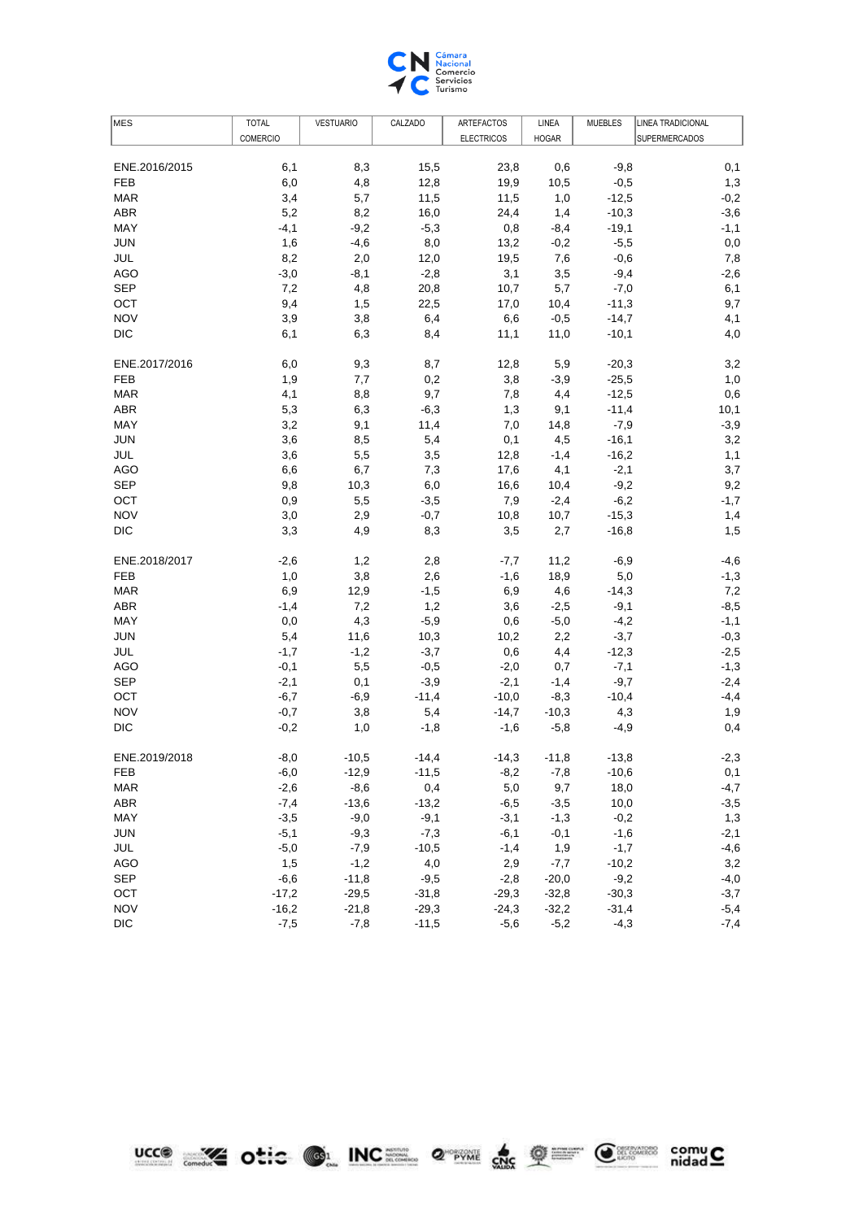| MES | TOTAL COMERCIO | VESTUARIO | CALZADO | ARTEFACTOS ELECTRICOS | LINEA HOGAR | MUEBLES | LINEA TRADICIONAL SUPERMERCADOS |
|---|---|---|---|---|---|---|---|
| ENE.2016/2015 | 6,1 | 8,3 | 15,5 | 23,8 | 0,6 | -9,8 | 0,1 |
| FEB | 6,0 | 4,8 | 12,8 | 19,9 | 10,5 | -0,5 | 1,3 |
| MAR | 3,4 | 5,7 | 11,5 | 11,5 | 1,0 | -12,5 | -0,2 |
| ABR | 5,2 | 8,2 | 16,0 | 24,4 | 1,4 | -10,3 | -3,6 |
| MAY | -4,1 | -9,2 | -5,3 | 0,8 | -8,4 | -19,1 | -1,1 |
| JUN | 1,6 | -4,6 | 8,0 | 13,2 | -0,2 | -5,5 | 0,0 |
| JUL | 8,2 | 2,0 | 12,0 | 19,5 | 7,6 | -0,6 | 7,8 |
| AGO | -3,0 | -8,1 | -2,8 | 3,1 | 3,5 | -9,4 | -2,6 |
| SEP | 7,2 | 4,8 | 20,8 | 10,7 | 5,7 | -7,0 | 6,1 |
| OCT | 9,4 | 1,5 | 22,5 | 17,0 | 10,4 | -11,3 | 9,7 |
| NOV | 3,9 | 3,8 | 6,4 | 6,6 | -0,5 | -14,7 | 4,1 |
| DIC | 6,1 | 6,3 | 8,4 | 11,1 | 11,0 | -10,1 | 4,0 |
| ENE.2017/2016 | 6,0 | 9,3 | 8,7 | 12,8 | 5,9 | -20,3 | 3,2 |
| FEB | 1,9 | 7,7 | 0,2 | 3,8 | -3,9 | -25,5 | 1,0 |
| MAR | 4,1 | 8,8 | 9,7 | 7,8 | 4,4 | -12,5 | 0,6 |
| ABR | 5,3 | 6,3 | -6,3 | 1,3 | 9,1 | -11,4 | 10,1 |
| MAY | 3,2 | 9,1 | 11,4 | 7,0 | 14,8 | -7,9 | -3,9 |
| JUN | 3,6 | 8,5 | 5,4 | 0,1 | 4,5 | -16,1 | 3,2 |
| JUL | 3,6 | 5,5 | 3,5 | 12,8 | -1,4 | -16,2 | 1,1 |
| AGO | 6,6 | 6,7 | 7,3 | 17,6 | 4,1 | -2,1 | 3,7 |
| SEP | 9,8 | 10,3 | 6,0 | 16,6 | 10,4 | -9,2 | 9,2 |
| OCT | 0,9 | 5,5 | -3,5 | 7,9 | -2,4 | -6,2 | -1,7 |
| NOV | 3,0 | 2,9 | -0,7 | 10,8 | 10,7 | -15,3 | 1,4 |
| DIC | 3,3 | 4,9 | 8,3 | 3,5 | 2,7 | -16,8 | 1,5 |
| ENE.2018/2017 | -2,6 | 1,2 | 2,8 | -7,7 | 11,2 | -6,9 | -4,6 |
| FEB | 1,0 | 3,8 | 2,6 | -1,6 | 18,9 | 5,0 | -1,3 |
| MAR | 6,9 | 12,9 | -1,5 | 6,9 | 4,6 | -14,3 | 7,2 |
| ABR | -1,4 | 7,2 | 1,2 | 3,6 | -2,5 | -9,1 | -8,5 |
| MAY | 0,0 | 4,3 | -5,9 | 0,6 | -5,0 | -4,2 | -1,1 |
| JUN | 5,4 | 11,6 | 10,3 | 10,2 | 2,2 | -3,7 | -0,3 |
| JUL | -1,7 | -1,2 | -3,7 | 0,6 | 4,4 | -12,3 | -2,5 |
| AGO | -0,1 | 5,5 | -0,5 | -2,0 | 0,7 | -7,1 | -1,3 |
| SEP | -2,1 | 0,1 | -3,9 | -2,1 | -1,4 | -9,7 | -2,4 |
| OCT | -6,7 | -6,9 | -11,4 | -10,0 | -8,3 | -10,4 | -4,4 |
| NOV | -0,7 | 3,8 | 5,4 | -14,7 | -10,3 | 4,3 | 1,9 |
| DIC | -0,2 | 1,0 | -1,8 | -1,6 | -5,8 | -4,9 | 0,4 |
| ENE.2019/2018 | -8,0 | -10,5 | -14,4 | -14,3 | -11,8 | -13,8 | -2,3 |
| FEB | -6,0 | -12,9 | -11,5 | -8,2 | -7,8 | -10,6 | 0,1 |
| MAR | -2,6 | -8,6 | 0,4 | 5,0 | 9,7 | 18,0 | -4,7 |
| ABR | -7,4 | -13,6 | -13,2 | -6,5 | -3,5 | 10,0 | -3,5 |
| MAY | -3,5 | -9,0 | -9,1 | -3,1 | -1,3 | -0,2 | 1,3 |
| JUN | -5,1 | -9,3 | -7,3 | -6,1 | -0,1 | -1,6 | -2,1 |
| JUL | -5,0 | -7,9 | -10,5 | -1,4 | 1,9 | -1,7 | -4,6 |
| AGO | 1,5 | -1,2 | 4,0 | 2,9 | -7,7 | -10,2 | 3,2 |
| SEP | -6,6 | -11,8 | -9,5 | -2,8 | -20,0 | -9,2 | -4,0 |
| OCT | -17,2 | -29,5 | -31,8 | -29,3 | -32,8 | -30,3 | -3,7 |
| NOV | -16,2 | -21,8 | -29,3 | -24,3 | -32,2 | -31,4 | -5,4 |
| DIC | -7,5 | -7,8 | -11,5 | -5,6 | -5,2 | -4,3 | -7,4 |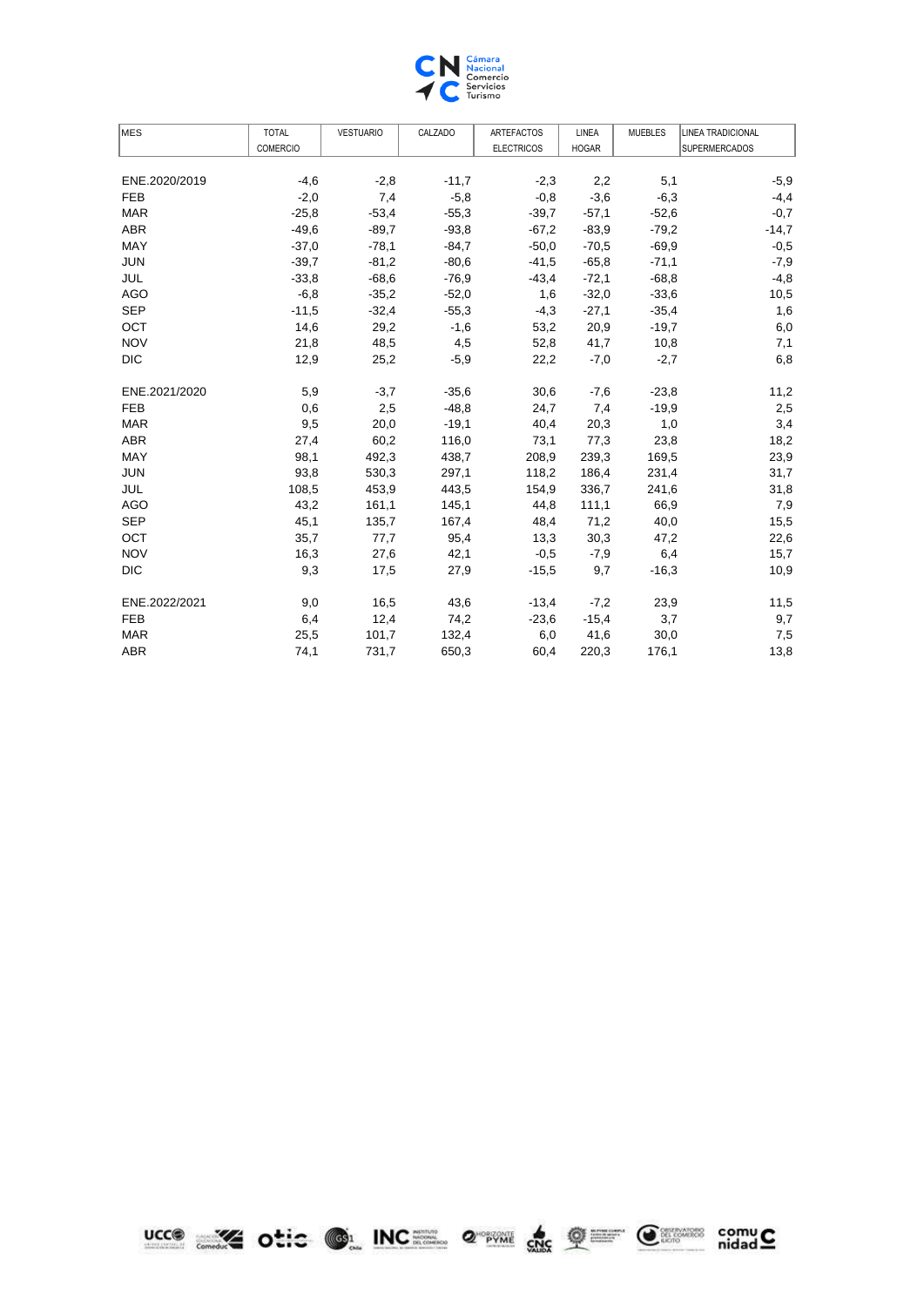| MES | TOTAL COMERCIO | VESTUARIO | CALZADO | ARTEFACTOS ELECTRICOS | LINEA HOGAR | MUEBLES | LINEA TRADICIONAL SUPERMERCADOS |
|---|---|---|---|---|---|---|---|
| ENE.2020/2019 | -4,6 | -2,8 | -11,7 | -2,3 | 2,2 | 5,1 | -5,9 |
| FEB | -2,0 | 7,4 | -5,8 | -0,8 | -3,6 | -6,3 | -4,4 |
| MAR | -25,8 | -53,4 | -55,3 | -39,7 | -57,1 | -52,6 | -0,7 |
| ABR | -49,6 | -89,7 | -93,8 | -67,2 | -83,9 | -79,2 | -14,7 |
| MAY | -37,0 | -78,1 | -84,7 | -50,0 | -70,5 | -69,9 | -0,5 |
| JUN | -39,7 | -81,2 | -80,6 | -41,5 | -65,8 | -71,1 | -7,9 |
| JUL | -33,8 | -68,6 | -76,9 | -43,4 | -72,1 | -68,8 | -4,8 |
| AGO | -6,8 | -35,2 | -52,0 | 1,6 | -32,0 | -33,6 | 10,5 |
| SEP | -11,5 | -32,4 | -55,3 | -4,3 | -27,1 | -35,4 | 1,6 |
| OCT | 14,6 | 29,2 | -1,6 | 53,2 | 20,9 | -19,7 | 6,0 |
| NOV | 21,8 | 48,5 | 4,5 | 52,8 | 41,7 | 10,8 | 7,1 |
| DIC | 12,9 | 25,2 | -5,9 | 22,2 | -7,0 | -2,7 | 6,8 |
| ENE.2021/2020 | 5,9 | -3,7 | -35,6 | 30,6 | -7,6 | -23,8 | 11,2 |
| FEB | 0,6 | 2,5 | -48,8 | 24,7 | 7,4 | -19,9 | 2,5 |
| MAR | 9,5 | 20,0 | -19,1 | 40,4 | 20,3 | 1,0 | 3,4 |
| ABR | 27,4 | 60,2 | 116,0 | 73,1 | 77,3 | 23,8 | 18,2 |
| MAY | 98,1 | 492,3 | 438,7 | 208,9 | 239,3 | 169,5 | 23,9 |
| JUN | 93,8 | 530,3 | 297,1 | 118,2 | 186,4 | 231,4 | 31,7 |
| JUL | 108,5 | 453,9 | 443,5 | 154,9 | 336,7 | 241,6 | 31,8 |
| AGO | 43,2 | 161,1 | 145,1 | 44,8 | 111,1 | 66,9 | 7,9 |
| SEP | 45,1 | 135,7 | 167,4 | 48,4 | 71,2 | 40,0 | 15,5 |
| OCT | 35,7 | 77,7 | 95,4 | 13,3 | 30,3 | 47,2 | 22,6 |
| NOV | 16,3 | 27,6 | 42,1 | -0,5 | -7,9 | 6,4 | 15,7 |
| DIC | 9,3 | 17,5 | 27,9 | -15,5 | 9,7 | -16,3 | 10,9 |
| ENE.2022/2021 | 9,0 | 16,5 | 43,6 | -13,4 | -7,2 | 23,9 | 11,5 |
| FEB | 6,4 | 12,4 | 74,2 | -23,6 | -15,4 | 3,7 | 9,7 |
| MAR | 25,5 | 101,7 | 132,4 | 6,0 | 41,6 | 30,0 | 7,5 |
| ABR | 74,1 | 731,7 | 650,3 | 60,4 | 220,3 | 176,1 | 13,8 |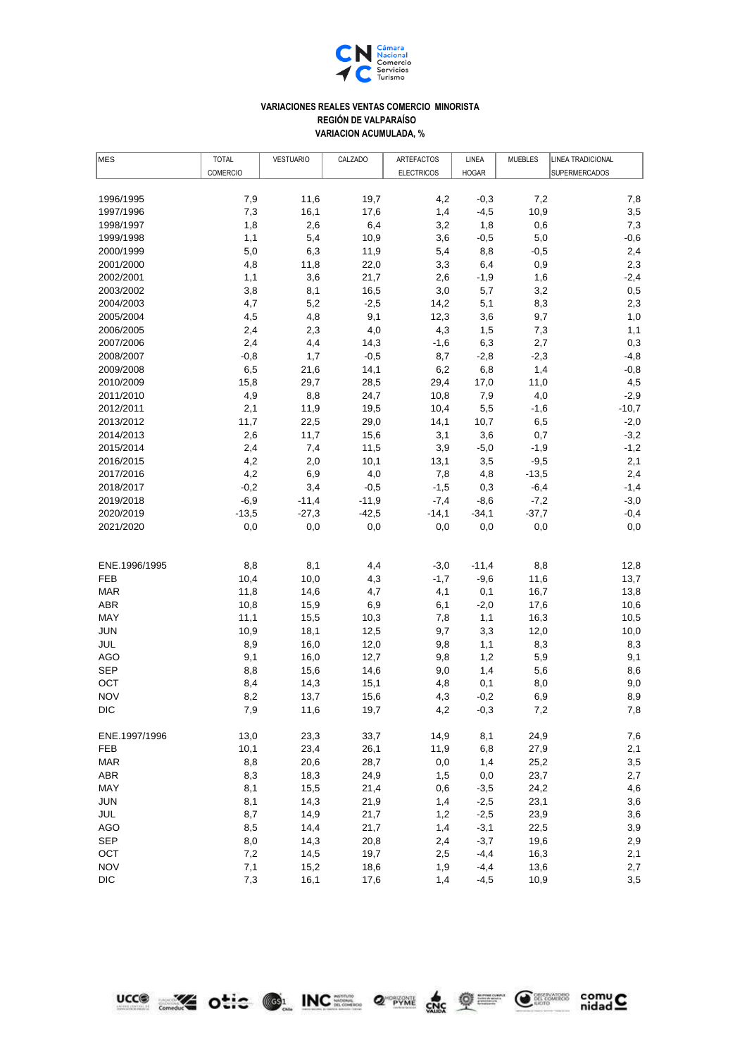**VARIACIONES REALES VENTAS COMERCIO MINORISTA**
**REGIÓN DE VALPARAÍSO**
**VARIACION ACUMULADA, %**

| MES | TOTAL COMERCIO | VESTUARIO | CALZADO | ARTEFACTOS ELECTRICOS | LINEA HOGAR | MUEBLES | LINEA TRADICIONAL SUPERMERCADOS |
|---|---|---|---|---|---|---|---|
| 1996/1995 | 7,9 | 11,6 | 19,7 | 4,2 | -0,3 | 7,2 | 7,8 |
| 1997/1996 | 7,3 | 16,1 | 17,6 | 1,4 | -4,5 | 10,9 | 3,5 |
| 1998/1997 | 1,8 | 2,6 | 6,4 | 3,2 | 1,8 | 0,6 | 7,3 |
| 1999/1998 | 1,1 | 5,4 | 10,9 | 3,6 | -0,5 | 5,0 | -0,6 |
| 2000/1999 | 5,0 | 6,3 | 11,9 | 5,4 | 8,8 | -0,5 | 2,4 |
| 2001/2000 | 4,8 | 11,8 | 22,0 | 3,3 | 6,4 | 0,9 | 2,3 |
| 2002/2001 | 1,1 | 3,6 | 21,7 | 2,6 | -1,9 | 1,6 | -2,4 |
| 2003/2002 | 3,8 | 8,1 | 16,5 | 3,0 | 5,7 | 3,2 | 0,5 |
| 2004/2003 | 4,7 | 5,2 | -2,5 | 14,2 | 5,1 | 8,3 | 2,3 |
| 2005/2004 | 4,5 | 4,8 | 9,1 | 12,3 | 3,6 | 9,7 | 1,0 |
| 2006/2005 | 2,4 | 2,3 | 4,0 | 4,3 | 1,5 | 7,3 | 1,1 |
| 2007/2006 | 2,4 | 4,4 | 14,3 | -1,6 | 6,3 | 2,7 | 0,3 |
| 2008/2007 | -0,8 | 1,7 | -0,5 | 8,7 | -2,8 | -2,3 | -4,8 |
| 2009/2008 | 6,5 | 21,6 | 14,1 | 6,2 | 6,8 | 1,4 | -0,8 |
| 2010/2009 | 15,8 | 29,7 | 28,5 | 29,4 | 17,0 | 11,0 | 4,5 |
| 2011/2010 | 4,9 | 8,8 | 24,7 | 10,8 | 7,9 | 4,0 | -2,9 |
| 2012/2011 | 2,1 | 11,9 | 19,5 | 10,4 | 5,5 | -1,6 | -10,7 |
| 2013/2012 | 11,7 | 22,5 | 29,0 | 14,1 | 10,7 | 6,5 | -2,0 |
| 2014/2013 | 2,6 | 11,7 | 15,6 | 3,1 | 3,6 | 0,7 | -3,2 |
| 2015/2014 | 2,4 | 7,4 | 11,5 | 3,9 | -5,0 | -1,9 | -1,2 |
| 2016/2015 | 4,2 | 2,0 | 10,1 | 13,1 | 3,5 | -9,5 | 2,1 |
| 2017/2016 | 4,2 | 6,9 | 4,0 | 7,8 | 4,8 | -13,5 | 2,4 |
| 2018/2017 | -0,2 | 3,4 | -0,5 | -1,5 | 0,3 | -6,4 | -1,4 |
| 2019/2018 | -6,9 | -11,4 | -11,9 | -7,4 | -8,6 | -7,2 | -3,0 |
| 2020/2019 | -13,5 | -27,3 | -42,5 | -14,1 | -34,1 | -37,7 | -0,4 |
| 2021/2020 | 0,0 | 0,0 | 0,0 | 0,0 | 0,0 | 0,0 | 0,0 |
| | | | | | | | |
| ENE.1996/1995 | 8,8 | 8,1 | 4,4 | -3,0 | -11,4 | 8,8 | 12,8 |
| FEB | 10,4 | 10,0 | 4,3 | -1,7 | -9,6 | 11,6 | 13,7 |
| MAR | 11,8 | 14,6 | 4,7 | 4,1 | 0,1 | 16,7 | 13,8 |
| ABR | 10,8 | 15,9 | 6,9 | 6,1 | -2,0 | 17,6 | 10,6 |
| MAY | 11,1 | 15,5 | 10,3 | 7,8 | 1,1 | 16,3 | 10,5 |
| JUN | 10,9 | 18,1 | 12,5 | 9,7 | 3,3 | 12,0 | 10,0 |
| JUL | 8,9 | 16,0 | 12,0 | 9,8 | 1,1 | 8,3 | 8,3 |
| AGO | 9,1 | 16,0 | 12,7 | 9,8 | 1,2 | 5,9 | 9,1 |
| SEP | 8,8 | 15,6 | 14,6 | 9,0 | 1,4 | 5,6 | 8,6 |
| OCT | 8,4 | 14,3 | 15,1 | 4,8 | 0,1 | 8,0 | 9,0 |
| NOV | 8,2 | 13,7 | 15,6 | 4,3 | -0,2 | 6,9 | 8,9 |
| DIC | 7,9 | 11,6 | 19,7 | 4,2 | -0,3 | 7,2 | 7,8 |
| | | | | | | | |
| ENE.1997/1996 | 13,0 | 23,3 | 33,7 | 14,9 | 8,1 | 24,9 | 7,6 |
| FEB | 10,1 | 23,4 | 26,1 | 11,9 | 6,8 | 27,9 | 2,1 |
| MAR | 8,8 | 20,6 | 28,7 | 0,0 | 1,4 | 25,2 | 3,5 |
| ABR | 8,3 | 18,3 | 24,9 | 1,5 | 0,0 | 23,7 | 2,7 |
| MAY | 8,1 | 15,5 | 21,4 | 0,6 | -3,5 | 24,2 | 4,6 |
| JUN | 8,1 | 14,3 | 21,9 | 1,4 | -2,5 | 23,1 | 3,6 |
| JUL | 8,7 | 14,9 | 21,7 | 1,2 | -2,5 | 23,9 | 3,6 |
| AGO | 8,5 | 14,4 | 21,7 | 1,4 | -3,1 | 22,5 | 3,9 |
| SEP | 8,0 | 14,3 | 20,8 | 2,4 | -3,7 | 19,6 | 2,9 |
| OCT | 7,2 | 14,5 | 19,7 | 2,5 | -4,4 | 16,3 | 2,1 |
| NOV | 7,1 | 15,2 | 18,6 | 1,9 | -4,4 | 13,6 | 2,7 |
| DIC | 7,3 | 16,1 | 17,6 | 1,4 | -4,5 | 10,9 | 3,5 |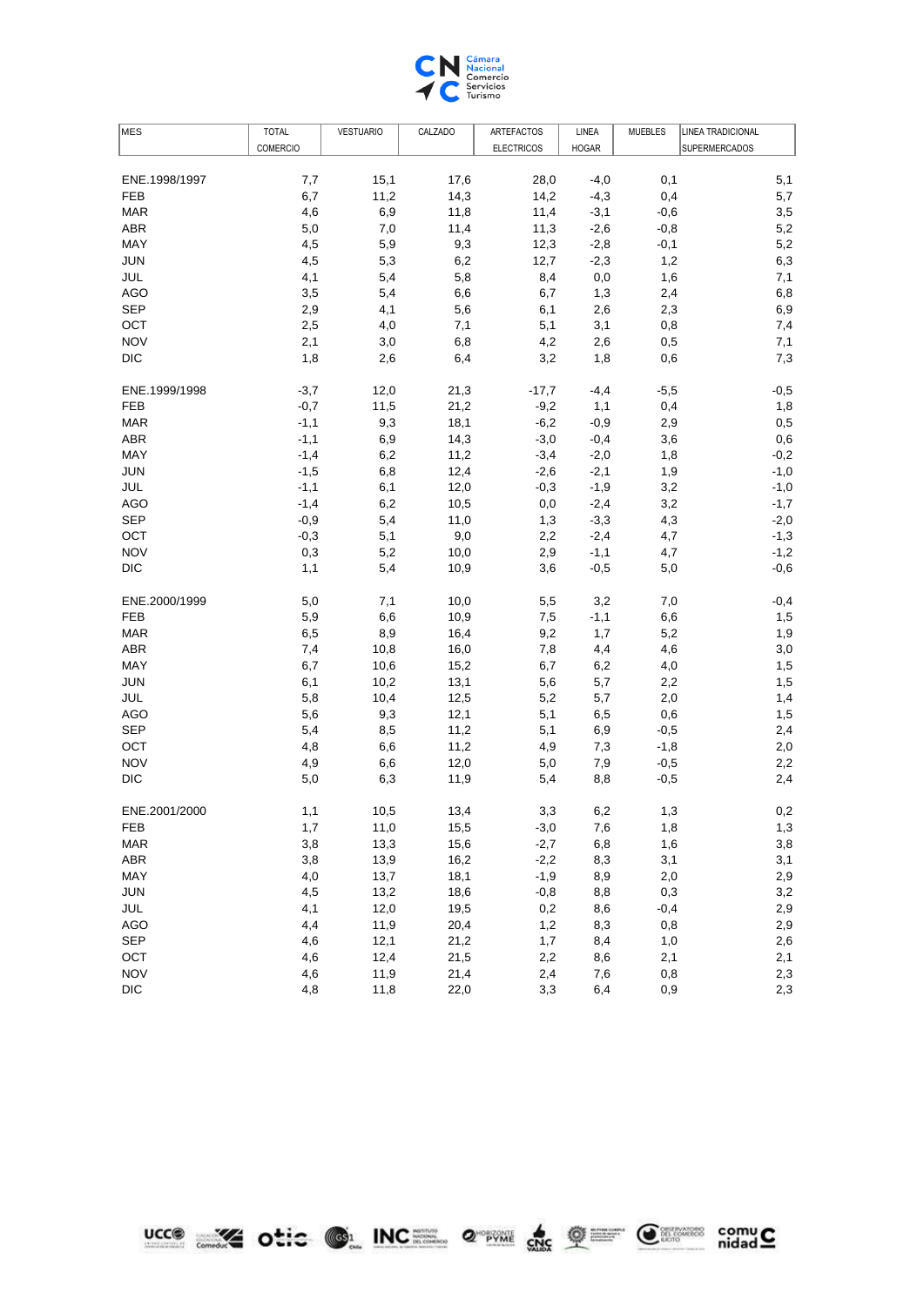| MES | TOTAL COMERCIO | VESTUARIO | CALZADO | ARTEFACTOS ELECTRICOS | LINEA HOGAR | MUEBLES | LINEA TRADICIONAL SUPERMERCADOS |
|---|---|---|---|---|---|---|---|
| ENE.1998/1997 | 7,7 | 15,1 | 17,6 | 28,0 | -4,0 | 0,1 | 5,1 |
| FEB | 6,7 | 11,2 | 14,3 | 14,2 | -4,3 | 0,4 | 5,7 |
| MAR | 4,6 | 6,9 | 11,8 | 11,4 | -3,1 | -0,6 | 3,5 |
| ABR | 5,0 | 7,0 | 11,4 | 11,3 | -2,6 | -0,8 | 5,2 |
| MAY | 4,5 | 5,9 | 9,3 | 12,3 | -2,8 | -0,1 | 5,2 |
| JUN | 4,5 | 5,3 | 6,2 | 12,7 | -2,3 | 1,2 | 6,3 |
| JUL | 4,1 | 5,4 | 5,8 | 8,4 | 0,0 | 1,6 | 7,1 |
| AGO | 3,5 | 5,4 | 6,6 | 6,7 | 1,3 | 2,4 | 6,8 |
| SEP | 2,9 | 4,1 | 5,6 | 6,1 | 2,6 | 2,3 | 6,9 |
| OCT | 2,5 | 4,0 | 7,1 | 5,1 | 3,1 | 0,8 | 7,4 |
| NOV | 2,1 | 3,0 | 6,8 | 4,2 | 2,6 | 0,5 | 7,1 |
| DIC | 1,8 | 2,6 | 6,4 | 3,2 | 1,8 | 0,6 | 7,3 |
| ENE.1999/1998 | -3,7 | 12,0 | 21,3 | -17,7 | -4,4 | -5,5 | -0,5 |
| FEB | -0,7 | 11,5 | 21,2 | -9,2 | 1,1 | 0,4 | 1,8 |
| MAR | -1,1 | 9,3 | 18,1 | -6,2 | -0,9 | 2,9 | 0,5 |
| ABR | -1,1 | 6,9 | 14,3 | -3,0 | -0,4 | 3,6 | 0,6 |
| MAY | -1,4 | 6,2 | 11,2 | -3,4 | -2,0 | 1,8 | -0,2 |
| JUN | -1,5 | 6,8 | 12,4 | -2,6 | -2,1 | 1,9 | -1,0 |
| JUL | -1,1 | 6,1 | 12,0 | -0,3 | -1,9 | 3,2 | -1,0 |
| AGO | -1,4 | 6,2 | 10,5 | 0,0 | -2,4 | 3,2 | -1,7 |
| SEP | -0,9 | 5,4 | 11,0 | 1,3 | -3,3 | 4,3 | -2,0 |
| OCT | -0,3 | 5,1 | 9,0 | 2,2 | -2,4 | 4,7 | -1,3 |
| NOV | 0,3 | 5,2 | 10,0 | 2,9 | -1,1 | 4,7 | -1,2 |
| DIC | 1,1 | 5,4 | 10,9 | 3,6 | -0,5 | 5,0 | -0,6 |
| ENE.2000/1999 | 5,0 | 7,1 | 10,0 | 5,5 | 3,2 | 7,0 | -0,4 |
| FEB | 5,9 | 6,6 | 10,9 | 7,5 | -1,1 | 6,6 | 1,5 |
| MAR | 6,5 | 8,9 | 16,4 | 9,2 | 1,7 | 5,2 | 1,9 |
| ABR | 7,4 | 10,8 | 16,0 | 7,8 | 4,4 | 4,6 | 3,0 |
| MAY | 6,7 | 10,6 | 15,2 | 6,7 | 6,2 | 4,0 | 1,5 |
| JUN | 6,1 | 10,2 | 13,1 | 5,6 | 5,7 | 2,2 | 1,5 |
| JUL | 5,8 | 10,4 | 12,5 | 5,2 | 5,7 | 2,0 | 1,4 |
| AGO | 5,6 | 9,3 | 12,1 | 5,1 | 6,5 | 0,6 | 1,5 |
| SEP | 5,4 | 8,5 | 11,2 | 5,1 | 6,9 | -0,5 | 2,4 |
| OCT | 4,8 | 6,6 | 11,2 | 4,9 | 7,3 | -1,8 | 2,0 |
| NOV | 4,9 | 6,6 | 12,0 | 5,0 | 7,9 | -0,5 | 2,2 |
| DIC | 5,0 | 6,3 | 11,9 | 5,4 | 8,8 | -0,5 | 2,4 |
| ENE.2001/2000 | 1,1 | 10,5 | 13,4 | 3,3 | 6,2 | 1,3 | 0,2 |
| FEB | 1,7 | 11,0 | 15,5 | -3,0 | 7,6 | 1,8 | 1,3 |
| MAR | 3,8 | 13,3 | 15,6 | -2,7 | 6,8 | 1,6 | 3,8 |
| ABR | 3,8 | 13,9 | 16,2 | -2,2 | 8,3 | 3,1 | 3,1 |
| MAY | 4,0 | 13,7 | 18,1 | -1,9 | 8,9 | 2,0 | 2,9 |
| JUN | 4,5 | 13,2 | 18,6 | -0,8 | 8,8 | 0,3 | 3,2 |
| JUL | 4,1 | 12,0 | 19,5 | 0,2 | 8,6 | -0,4 | 2,9 |
| AGO | 4,4 | 11,9 | 20,4 | 1,2 | 8,3 | 0,8 | 2,9 |
| SEP | 4,6 | 12,1 | 21,2 | 1,7 | 8,4 | 1,0 | 2,6 |
| OCT | 4,6 | 12,4 | 21,5 | 2,2 | 8,6 | 2,1 | 2,1 |
| NOV | 4,6 | 11,9 | 21,4 | 2,4 | 7,6 | 0,8 | 2,3 |
| DIC | 4,8 | 11,8 | 22,0 | 3,3 | 6,4 | 0,9 | 2,3 |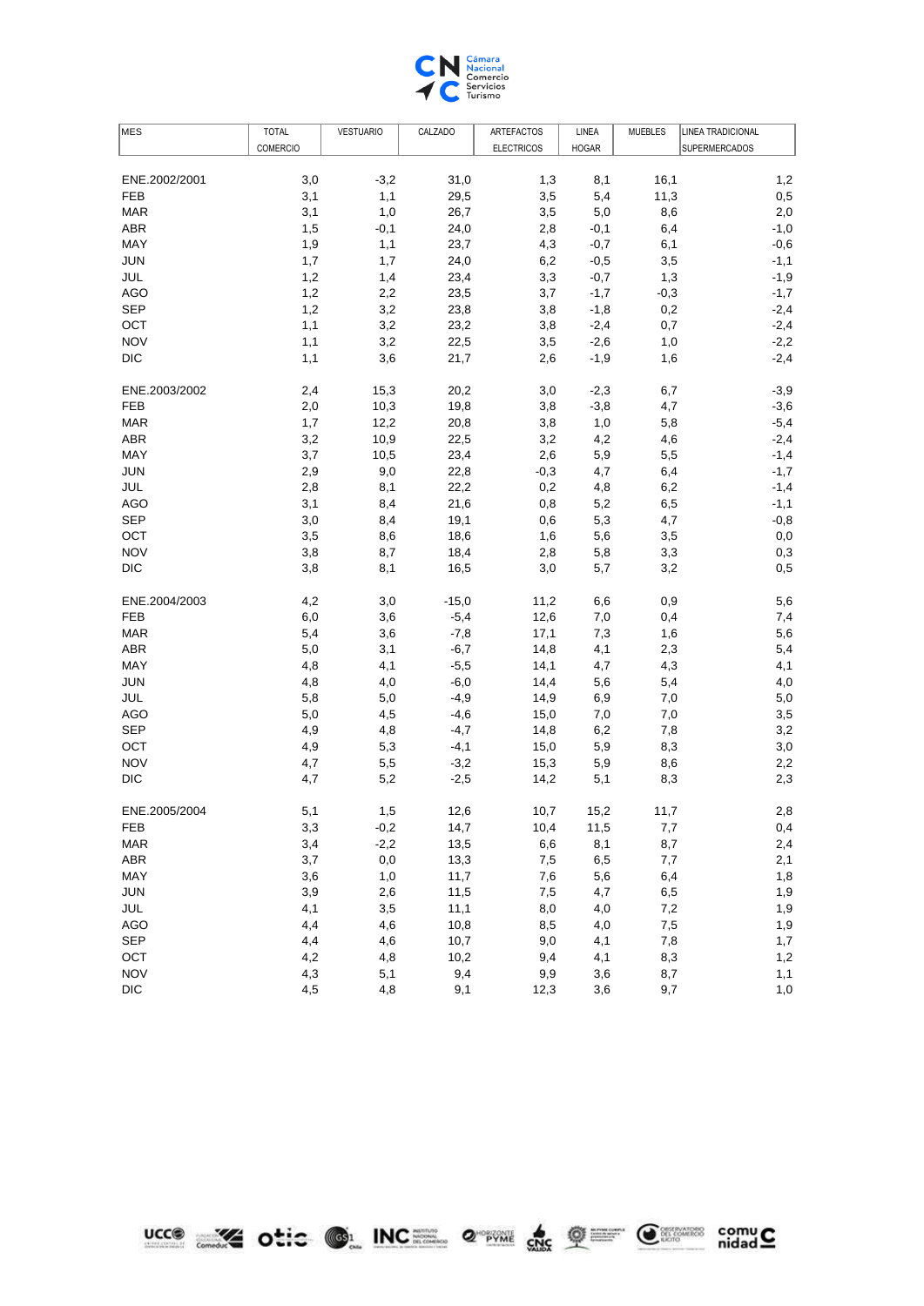| MES | TOTAL COMERCIO | VESTUARIO | CALZADO | ARTEFACTOS ELECTRICOS | LINEA HOGAR | MUEBLES | LINEA TRADICIONAL SUPERMERCADOS |
|---|---|---|---|---|---|---|---|
| ENE.2002/2001 | 3,0 | -3,2 | 31,0 | 1,3 | 8,1 | 16,1 | 1,2 |
| FEB | 3,1 | 1,1 | 29,5 | 3,5 | 5,4 | 11,3 | 0,5 |
| MAR | 3,1 | 1,0 | 26,7 | 3,5 | 5,0 | 8,6 | 2,0 |
| ABR | 1,5 | -0,1 | 24,0 | 2,8 | -0,1 | 6,4 | -1,0 |
| MAY | 1,9 | 1,1 | 23,7 | 4,3 | -0,7 | 6,1 | -0,6 |
| JUN | 1,7 | 1,7 | 24,0 | 6,2 | -0,5 | 3,5 | -1,1 |
| JUL | 1,2 | 1,4 | 23,4 | 3,3 | -0,7 | 1,3 | -1,9 |
| AGO | 1,2 | 2,2 | 23,5 | 3,7 | -1,7 | -0,3 | -1,7 |
| SEP | 1,2 | 3,2 | 23,8 | 3,8 | -1,8 | 0,2 | -2,4 |
| OCT | 1,1 | 3,2 | 23,2 | 3,8 | -2,4 | 0,7 | -2,4 |
| NOV | 1,1 | 3,2 | 22,5 | 3,5 | -2,6 | 1,0 | -2,2 |
| DIC | 1,1 | 3,6 | 21,7 | 2,6 | -1,9 | 1,6 | -2,4 |
| ENE.2003/2002 | 2,4 | 15,3 | 20,2 | 3,0 | -2,3 | 6,7 | -3,9 |
| FEB | 2,0 | 10,3 | 19,8 | 3,8 | -3,8 | 4,7 | -3,6 |
| MAR | 1,7 | 12,2 | 20,8 | 3,8 | 1,0 | 5,8 | -5,4 |
| ABR | 3,2 | 10,9 | 22,5 | 3,2 | 4,2 | 4,6 | -2,4 |
| MAY | 3,7 | 10,5 | 23,4 | 2,6 | 5,9 | 5,5 | -1,4 |
| JUN | 2,9 | 9,0 | 22,8 | -0,3 | 4,7 | 6,4 | -1,7 |
| JUL | 2,8 | 8,1 | 22,2 | 0,2 | 4,8 | 6,2 | -1,4 |
| AGO | 3,1 | 8,4 | 21,6 | 0,8 | 5,2 | 6,5 | -1,1 |
| SEP | 3,0 | 8,4 | 19,1 | 0,6 | 5,3 | 4,7 | -0,8 |
| OCT | 3,5 | 8,6 | 18,6 | 1,6 | 5,6 | 3,5 | 0,0 |
| NOV | 3,8 | 8,7 | 18,4 | 2,8 | 5,8 | 3,3 | 0,3 |
| DIC | 3,8 | 8,1 | 16,5 | 3,0 | 5,7 | 3,2 | 0,5 |
| ENE.2004/2003 | 4,2 | 3,0 | -15,0 | 11,2 | 6,6 | 0,9 | 5,6 |
| FEB | 6,0 | 3,6 | -5,4 | 12,6 | 7,0 | 0,4 | 7,4 |
| MAR | 5,4 | 3,6 | -7,8 | 17,1 | 7,3 | 1,6 | 5,6 |
| ABR | 5,0 | 3,1 | -6,7 | 14,8 | 4,1 | 2,3 | 5,4 |
| MAY | 4,8 | 4,1 | -5,5 | 14,1 | 4,7 | 4,3 | 4,1 |
| JUN | 4,8 | 4,0 | -6,0 | 14,4 | 5,6 | 5,4 | 4,0 |
| JUL | 5,8 | 5,0 | -4,9 | 14,9 | 6,9 | 7,0 | 5,0 |
| AGO | 5,0 | 4,5 | -4,6 | 15,0 | 7,0 | 7,0 | 3,5 |
| SEP | 4,9 | 4,8 | -4,7 | 14,8 | 6,2 | 7,8 | 3,2 |
| OCT | 4,9 | 5,3 | -4,1 | 15,0 | 5,9 | 8,3 | 3,0 |
| NOV | 4,7 | 5,5 | -3,2 | 15,3 | 5,9 | 8,6 | 2,2 |
| DIC | 4,7 | 5,2 | -2,5 | 14,2 | 5,1 | 8,3 | 2,3 |
| ENE.2005/2004 | 5,1 | 1,5 | 12,6 | 10,7 | 15,2 | 11,7 | 2,8 |
| FEB | 3,3 | -0,2 | 14,7 | 10,4 | 11,5 | 7,7 | 0,4 |
| MAR | 3,4 | -2,2 | 13,5 | 6,6 | 8,1 | 8,7 | 2,4 |
| ABR | 3,7 | 0,0 | 13,3 | 7,5 | 6,5 | 7,7 | 2,1 |
| MAY | 3,6 | 1,0 | 11,7 | 7,6 | 5,6 | 6,4 | 1,8 |
| JUN | 3,9 | 2,6 | 11,5 | 7,5 | 4,7 | 6,5 | 1,9 |
| JUL | 4,1 | 3,5 | 11,1 | 8,0 | 4,0 | 7,2 | 1,9 |
| AGO | 4,4 | 4,6 | 10,8 | 8,5 | 4,0 | 7,5 | 1,9 |
| SEP | 4,4 | 4,6 | 10,7 | 9,0 | 4,1 | 7,8 | 1,7 |
| OCT | 4,2 | 4,8 | 10,2 | 9,4 | 4,1 | 8,3 | 1,2 |
| NOV | 4,3 | 5,1 | 9,4 | 9,9 | 3,6 | 8,7 | 1,1 |
| DIC | 4,5 | 4,8 | 9,1 | 12,3 | 3,6 | 9,7 | 1,0 |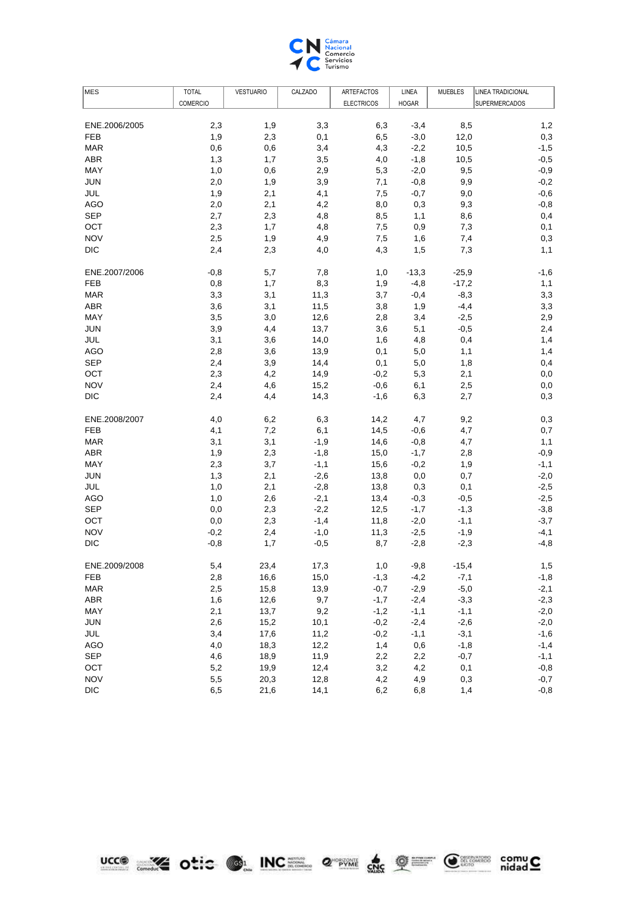| MES | TOTAL COMERCIO | VESTUARIO | CALZADO | ARTEFACTOS ELECTRICOS | LINEA HOGAR | MUEBLES | LINEA TRADICIONAL SUPERMERCADOS |
|---|---|---|---|---|---|---|---|
| ENE.2006/2005 | 2,3 | 1,9 | 3,3 | 6,3 | -3,4 | 8,5 | 1,2 |
| FEB | 1,9 | 2,3 | 0,1 | 6,5 | -3,0 | 12,0 | 0,3 |
| MAR | 0,6 | 0,6 | 3,4 | 4,3 | -2,2 | 10,5 | -1,5 |
| ABR | 1,3 | 1,7 | 3,5 | 4,0 | -1,8 | 10,5 | -0,5 |
| MAY | 1,0 | 0,6 | 2,9 | 5,3 | -2,0 | 9,5 | -0,9 |
| JUN | 2,0 | 1,9 | 3,9 | 7,1 | -0,8 | 9,9 | -0,2 |
| JUL | 1,9 | 2,1 | 4,1 | 7,5 | -0,7 | 9,0 | -0,6 |
| AGO | 2,0 | 2,1 | 4,2 | 8,0 | 0,3 | 9,3 | -0,8 |
| SEP | 2,7 | 2,3 | 4,8 | 8,5 | 1,1 | 8,6 | 0,4 |
| OCT | 2,3 | 1,7 | 4,8 | 7,5 | 0,9 | 7,3 | 0,1 |
| NOV | 2,5 | 1,9 | 4,9 | 7,5 | 1,6 | 7,4 | 0,3 |
| DIC | 2,4 | 2,3 | 4,0 | 4,3 | 1,5 | 7,3 | 1,1 |
| ENE.2007/2006 | -0,8 | 5,7 | 7,8 | 1,0 | -13,3 | -25,9 | -1,6 |
| FEB | 0,8 | 1,7 | 8,3 | 1,9 | -4,8 | -17,2 | 1,1 |
| MAR | 3,3 | 3,1 | 11,3 | 3,7 | -0,4 | -8,3 | 3,3 |
| ABR | 3,6 | 3,1 | 11,5 | 3,8 | 1,9 | -4,4 | 3,3 |
| MAY | 3,5 | 3,0 | 12,6 | 2,8 | 3,4 | -2,5 | 2,9 |
| JUN | 3,9 | 4,4 | 13,7 | 3,6 | 5,1 | -0,5 | 2,4 |
| JUL | 3,1 | 3,6 | 14,0 | 1,6 | 4,8 | 0,4 | 1,4 |
| AGO | 2,8 | 3,6 | 13,9 | 0,1 | 5,0 | 1,1 | 1,4 |
| SEP | 2,4 | 3,9 | 14,4 | 0,1 | 5,0 | 1,8 | 0,4 |
| OCT | 2,3 | 4,2 | 14,9 | -0,2 | 5,3 | 2,1 | 0,0 |
| NOV | 2,4 | 4,6 | 15,2 | -0,6 | 6,1 | 2,5 | 0,0 |
| DIC | 2,4 | 4,4 | 14,3 | -1,6 | 6,3 | 2,7 | 0,3 |
| ENE.2008/2007 | 4,0 | 6,2 | 6,3 | 14,2 | 4,7 | 9,2 | 0,3 |
| FEB | 4,1 | 7,2 | 6,1 | 14,5 | -0,6 | 4,7 | 0,7 |
| MAR | 3,1 | 3,1 | -1,9 | 14,6 | -0,8 | 4,7 | 1,1 |
| ABR | 1,9 | 2,3 | -1,8 | 15,0 | -1,7 | 2,8 | -0,9 |
| MAY | 2,3 | 3,7 | -1,1 | 15,6 | -0,2 | 1,9 | -1,1 |
| JUN | 1,3 | 2,1 | -2,6 | 13,8 | 0,0 | 0,7 | -2,0 |
| JUL | 1,0 | 2,1 | -2,8 | 13,8 | 0,3 | 0,1 | -2,5 |
| AGO | 1,0 | 2,6 | -2,1 | 13,4 | -0,3 | -0,5 | -2,5 |
| SEP | 0,0 | 2,3 | -2,2 | 12,5 | -1,7 | -1,3 | -3,8 |
| OCT | 0,0 | 2,3 | -1,4 | 11,8 | -2,0 | -1,1 | -3,7 |
| NOV | -0,2 | 2,4 | -1,0 | 11,3 | -2,5 | -1,9 | -4,1 |
| DIC | -0,8 | 1,7 | -0,5 | 8,7 | -2,8 | -2,3 | -4,8 |
| ENE.2009/2008 | 5,4 | 23,4 | 17,3 | 1,0 | -9,8 | -15,4 | 1,5 |
| FEB | 2,8 | 16,6 | 15,0 | -1,3 | -4,2 | -7,1 | -1,8 |
| MAR | 2,5 | 15,8 | 13,9 | -0,7 | -2,9 | -5,0 | -2,1 |
| ABR | 1,6 | 12,6 | 9,7 | -1,7 | -2,4 | -3,3 | -2,3 |
| MAY | 2,1 | 13,7 | 9,2 | -1,2 | -1,1 | -1,1 | -2,0 |
| JUN | 2,6 | 15,2 | 10,1 | -0,2 | -2,4 | -2,6 | -2,0 |
| JUL | 3,4 | 17,6 | 11,2 | -0,2 | -1,1 | -3,1 | -1,6 |
| AGO | 4,0 | 18,3 | 12,2 | 1,4 | 0,6 | -1,8 | -1,4 |
| SEP | 4,6 | 18,9 | 11,9 | 2,2 | 2,2 | -0,7 | -1,1 |
| OCT | 5,2 | 19,9 | 12,4 | 3,2 | 4,2 | 0,1 | -0,8 |
| NOV | 5,5 | 20,3 | 12,8 | 4,2 | 4,9 | 0,3 | -0,7 |
| DIC | 6,5 | 21,6 | 14,1 | 6,2 | 6,8 | 1,4 | -0,8 |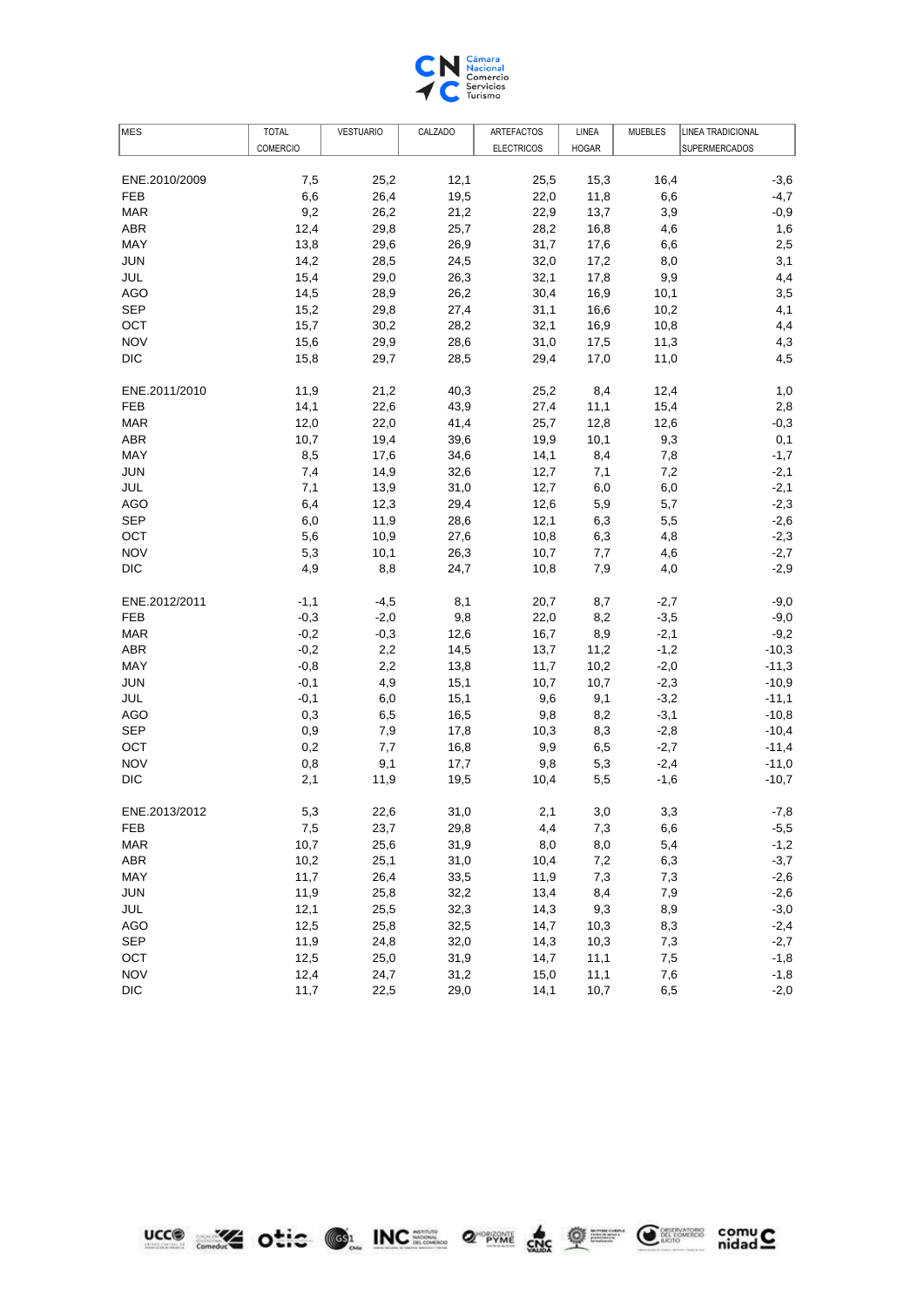| MES | TOTAL COMERCIO | VESTUARIO | CALZADO | ARTEFACTOS ELECTRICOS | LINEA HOGAR | MUEBLES | LINEA TRADICIONAL SUPERMERCADOS |
|---|---|---|---|---|---|---|---|
| ENE.2010/2009 | 7,5 | 25,2 | 12,1 | 25,5 | 15,3 | 16,4 | -3,6 |
| FEB | 6,6 | 26,4 | 19,5 | 22,0 | 11,8 | 6,6 | -4,7 |
| MAR | 9,2 | 26,2 | 21,2 | 22,9 | 13,7 | 3,9 | -0,9 |
| ABR | 12,4 | 29,8 | 25,7 | 28,2 | 16,8 | 4,6 | 1,6 |
| MAY | 13,8 | 29,6 | 26,9 | 31,7 | 17,6 | 6,6 | 2,5 |
| JUN | 14,2 | 28,5 | 24,5 | 32,0 | 17,2 | 8,0 | 3,1 |
| JUL | 15,4 | 29,0 | 26,3 | 32,1 | 17,8 | 9,9 | 4,4 |
| AGO | 14,5 | 28,9 | 26,2 | 30,4 | 16,9 | 10,1 | 3,5 |
| SEP | 15,2 | 29,8 | 27,4 | 31,1 | 16,6 | 10,2 | 4,1 |
| OCT | 15,7 | 30,2 | 28,2 | 32,1 | 16,9 | 10,8 | 4,4 |
| NOV | 15,6 | 29,9 | 28,6 | 31,0 | 17,5 | 11,3 | 4,3 |
| DIC | 15,8 | 29,7 | 28,5 | 29,4 | 17,0 | 11,0 | 4,5 |
| ENE.2011/2010 | 11,9 | 21,2 | 40,3 | 25,2 | 8,4 | 12,4 | 1,0 |
| FEB | 14,1 | 22,6 | 43,9 | 27,4 | 11,1 | 15,4 | 2,8 |
| MAR | 12,0 | 22,0 | 41,4 | 25,7 | 12,8 | 12,6 | -0,3 |
| ABR | 10,7 | 19,4 | 39,6 | 19,9 | 10,1 | 9,3 | 0,1 |
| MAY | 8,5 | 17,6 | 34,6 | 14,1 | 8,4 | 7,8 | -1,7 |
| JUN | 7,4 | 14,9 | 32,6 | 12,7 | 7,1 | 7,2 | -2,1 |
| JUL | 7,1 | 13,9 | 31,0 | 12,7 | 6,0 | 6,0 | -2,1 |
| AGO | 6,4 | 12,3 | 29,4 | 12,6 | 5,9 | 5,7 | -2,3 |
| SEP | 6,0 | 11,9 | 28,6 | 12,1 | 6,3 | 5,5 | -2,6 |
| OCT | 5,6 | 10,9 | 27,6 | 10,8 | 6,3 | 4,8 | -2,3 |
| NOV | 5,3 | 10,1 | 26,3 | 10,7 | 7,7 | 4,6 | -2,7 |
| DIC | 4,9 | 8,8 | 24,7 | 10,8 | 7,9 | 4,0 | -2,9 |
| ENE.2012/2011 | -1,1 | -4,5 | 8,1 | 20,7 | 8,7 | -2,7 | -9,0 |
| FEB | -0,3 | -2,0 | 9,8 | 22,0 | 8,2 | -3,5 | -9,0 |
| MAR | -0,2 | -0,3 | 12,6 | 16,7 | 8,9 | -2,1 | -9,2 |
| ABR | -0,2 | 2,2 | 14,5 | 13,7 | 11,2 | -1,2 | -10,3 |
| MAY | -0,8 | 2,2 | 13,8 | 11,7 | 10,2 | -2,0 | -11,3 |
| JUN | -0,1 | 4,9 | 15,1 | 10,7 | 10,7 | -2,3 | -10,9 |
| JUL | -0,1 | 6,0 | 15,1 | 9,6 | 9,1 | -3,2 | -11,1 |
| AGO | 0,3 | 6,5 | 16,5 | 9,8 | 8,2 | -3,1 | -10,8 |
| SEP | 0,9 | 7,9 | 17,8 | 10,3 | 8,3 | -2,8 | -10,4 |
| OCT | 0,2 | 7,7 | 16,8 | 9,9 | 6,5 | -2,7 | -11,4 |
| NOV | 0,8 | 9,1 | 17,7 | 9,8 | 5,3 | -2,4 | -11,0 |
| DIC | 2,1 | 11,9 | 19,5 | 10,4 | 5,5 | -1,6 | -10,7 |
| ENE.2013/2012 | 5,3 | 22,6 | 31,0 | 2,1 | 3,0 | 3,3 | -7,8 |
| FEB | 7,5 | 23,7 | 29,8 | 4,4 | 7,3 | 6,6 | -5,5 |
| MAR | 10,7 | 25,6 | 31,9 | 8,0 | 8,0 | 5,4 | -1,2 |
| ABR | 10,2 | 25,1 | 31,0 | 10,4 | 7,2 | 6,3 | -3,7 |
| MAY | 11,7 | 26,4 | 33,5 | 11,9 | 7,3 | 7,3 | -2,6 |
| JUN | 11,9 | 25,8 | 32,2 | 13,4 | 8,4 | 7,9 | -2,6 |
| JUL | 12,1 | 25,5 | 32,3 | 14,3 | 9,3 | 8,9 | -3,0 |
| AGO | 12,5 | 25,8 | 32,5 | 14,7 | 10,3 | 8,3 | -2,4 |
| SEP | 11,9 | 24,8 | 32,0 | 14,3 | 10,3 | 7,3 | -2,7 |
| OCT | 12,5 | 25,0 | 31,9 | 14,7 | 11,1 | 7,5 | -1,8 |
| NOV | 12,4 | 24,7 | 31,2 | 15,0 | 11,1 | 7,6 | -1,8 |
| DIC | 11,7 | 22,5 | 29,0 | 14,1 | 10,7 | 6,5 | -2,0 |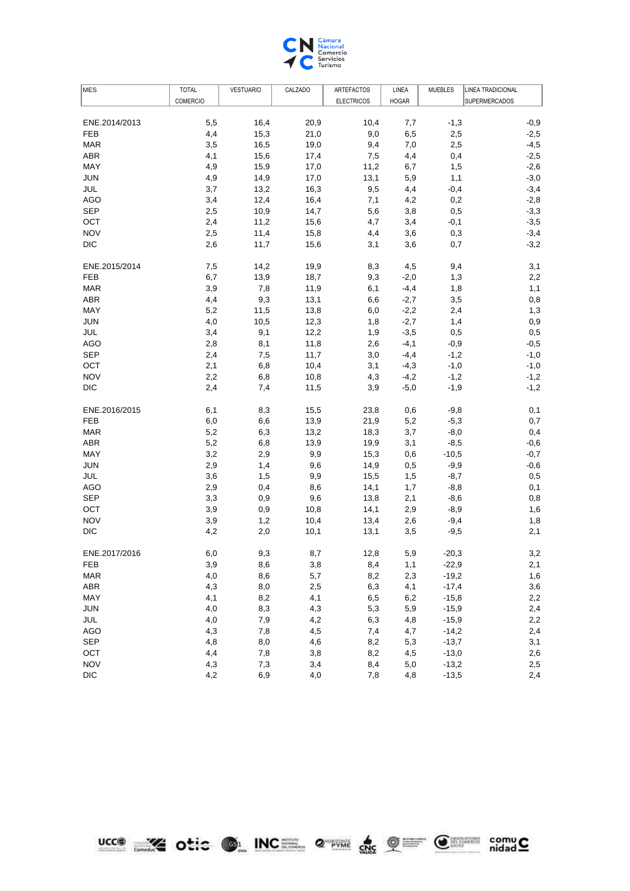| MES | TOTAL COMERCIO | VESTUARIO | CALZADO | ARTEFACTOS ELECTRICOS | LINEA HOGAR | MUEBLES | LINEA TRADICIONAL SUPERMERCADOS |
|---|---|---|---|---|---|---|---|
| ENE.2014/2013 | 5,5 | 16,4 | 20,9 | 10,4 | 7,7 | -1,3 | -0,9 |
| FEB | 4,4 | 15,3 | 21,0 | 9,0 | 6,5 | 2,5 | -2,5 |
| MAR | 3,5 | 16,5 | 19,0 | 9,4 | 7,0 | 2,5 | -4,5 |
| ABR | 4,1 | 15,6 | 17,4 | 7,5 | 4,4 | 0,4 | -2,5 |
| MAY | 4,9 | 15,9 | 17,0 | 11,2 | 6,7 | 1,5 | -2,6 |
| JUN | 4,9 | 14,9 | 17,0 | 13,1 | 5,9 | 1,1 | -3,0 |
| JUL | 3,7 | 13,2 | 16,3 | 9,5 | 4,4 | -0,4 | -3,4 |
| AGO | 3,4 | 12,4 | 16,4 | 7,1 | 4,2 | 0,2 | -2,8 |
| SEP | 2,5 | 10,9 | 14,7 | 5,6 | 3,8 | 0,5 | -3,3 |
| OCT | 2,4 | 11,2 | 15,6 | 4,7 | 3,4 | -0,1 | -3,5 |
| NOV | 2,5 | 11,4 | 15,8 | 4,4 | 3,6 | 0,3 | -3,4 |
| DIC | 2,6 | 11,7 | 15,6 | 3,1 | 3,6 | 0,7 | -3,2 |
| ENE.2015/2014 | 7,5 | 14,2 | 19,9 | 8,3 | 4,5 | 9,4 | 3,1 |
| FEB | 6,7 | 13,9 | 18,7 | 9,3 | -2,0 | 1,3 | 2,2 |
| MAR | 3,9 | 7,8 | 11,9 | 6,1 | -4,4 | 1,8 | 1,1 |
| ABR | 4,4 | 9,3 | 13,1 | 6,6 | -2,7 | 3,5 | 0,8 |
| MAY | 5,2 | 11,5 | 13,8 | 6,0 | -2,2 | 2,4 | 1,3 |
| JUN | 4,0 | 10,5 | 12,3 | 1,8 | -2,7 | 1,4 | 0,9 |
| JUL | 3,4 | 9,1 | 12,2 | 1,9 | -3,5 | 0,5 | 0,5 |
| AGO | 2,8 | 8,1 | 11,8 | 2,6 | -4,1 | -0,9 | -0,5 |
| SEP | 2,4 | 7,5 | 11,7 | 3,0 | -4,4 | -1,2 | -1,0 |
| OCT | 2,1 | 6,8 | 10,4 | 3,1 | -4,3 | -1,0 | -1,0 |
| NOV | 2,2 | 6,8 | 10,8 | 4,3 | -4,2 | -1,2 | -1,2 |
| DIC | 2,4 | 7,4 | 11,5 | 3,9 | -5,0 | -1,9 | -1,2 |
| ENE.2016/2015 | 6,1 | 8,3 | 15,5 | 23,8 | 0,6 | -9,8 | 0,1 |
| FEB | 6,0 | 6,6 | 13,9 | 21,9 | 5,2 | -5,3 | 0,7 |
| MAR | 5,2 | 6,3 | 13,2 | 18,3 | 3,7 | -8,0 | 0,4 |
| ABR | 5,2 | 6,8 | 13,9 | 19,9 | 3,1 | -8,5 | -0,6 |
| MAY | 3,2 | 2,9 | 9,9 | 15,3 | 0,6 | -10,5 | -0,7 |
| JUN | 2,9 | 1,4 | 9,6 | 14,9 | 0,5 | -9,9 | -0,6 |
| JUL | 3,6 | 1,5 | 9,9 | 15,5 | 1,5 | -8,7 | 0,5 |
| AGO | 2,9 | 0,4 | 8,6 | 14,1 | 1,7 | -8,8 | 0,1 |
| SEP | 3,3 | 0,9 | 9,6 | 13,8 | 2,1 | -8,6 | 0,8 |
| OCT | 3,9 | 0,9 | 10,8 | 14,1 | 2,9 | -8,9 | 1,6 |
| NOV | 3,9 | 1,2 | 10,4 | 13,4 | 2,6 | -9,4 | 1,8 |
| DIC | 4,2 | 2,0 | 10,1 | 13,1 | 3,5 | -9,5 | 2,1 |
| ENE.2017/2016 | 6,0 | 9,3 | 8,7 | 12,8 | 5,9 | -20,3 | 3,2 |
| FEB | 3,9 | 8,6 | 3,8 | 8,4 | 1,1 | -22,9 | 2,1 |
| MAR | 4,0 | 8,6 | 5,7 | 8,2 | 2,3 | -19,2 | 1,6 |
| ABR | 4,3 | 8,0 | 2,5 | 6,3 | 4,1 | -17,4 | 3,6 |
| MAY | 4,1 | 8,2 | 4,1 | 6,5 | 6,2 | -15,8 | 2,2 |
| JUN | 4,0 | 8,3 | 4,3 | 5,3 | 5,9 | -15,9 | 2,4 |
| JUL | 4,0 | 7,9 | 4,2 | 6,3 | 4,8 | -15,9 | 2,2 |
| AGO | 4,3 | 7,8 | 4,5 | 7,4 | 4,7 | -14,2 | 2,4 |
| SEP | 4,8 | 8,0 | 4,6 | 8,2 | 5,3 | -13,7 | 3,1 |
| OCT | 4,4 | 7,8 | 3,8 | 8,2 | 4,5 | -13,0 | 2,6 |
| NOV | 4,3 | 7,3 | 3,4 | 8,4 | 5,0 | -13,2 | 2,5 |
| DIC | 4,2 | 6,9 | 4,0 | 7,8 | 4,8 | -13,5 | 2,4 |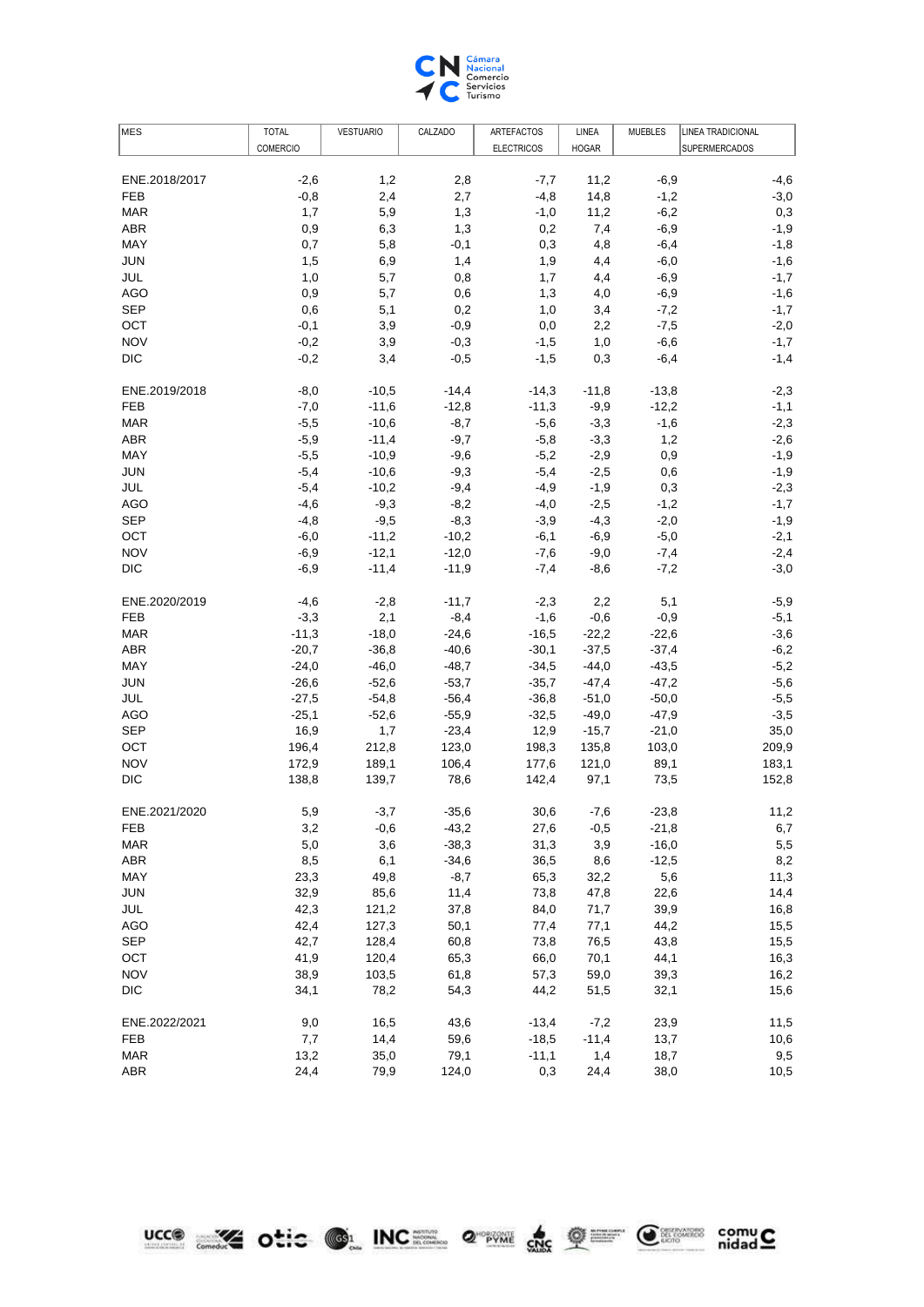| MES | TOTAL COMERCIO | VESTUARIO | CALZADO | ARTEFACTOS ELECTRICOS | LINEA HOGAR | MUEBLES | LINEA TRADICIONAL SUPERMERCADOS |
|---|---|---|---|---|---|---|---|
| ENE.2018/2017 | -2,6 | 1,2 | 2,8 | -7,7 | 11,2 | -6,9 | -4,6 |
| FEB | -0,8 | 2,4 | 2,7 | -4,8 | 14,8 | -1,2 | -3,0 |
| MAR | 1,7 | 5,9 | 1,3 | -1,0 | 11,2 | -6,2 | 0,3 |
| ABR | 0,9 | 6,3 | 1,3 | 0,2 | 7,4 | -6,9 | -1,9 |
| MAY | 0,7 | 5,8 | -0,1 | 0,3 | 4,8 | -6,4 | -1,8 |
| JUN | 1,5 | 6,9 | 1,4 | 1,9 | 4,4 | -6,0 | -1,6 |
| JUL | 1,0 | 5,7 | 0,8 | 1,7 | 4,4 | -6,9 | -1,7 |
| AGO | 0,9 | 5,7 | 0,6 | 1,3 | 4,0 | -6,9 | -1,6 |
| SEP | 0,6 | 5,1 | 0,2 | 1,0 | 3,4 | -7,2 | -1,7 |
| OCT | -0,1 | 3,9 | -0,9 | 0,0 | 2,2 | -7,5 | -2,0 |
| NOV | -0,2 | 3,9 | -0,3 | -1,5 | 1,0 | -6,6 | -1,7 |
| DIC | -0,2 | 3,4 | -0,5 | -1,5 | 0,3 | -6,4 | -1,4 |
| ENE.2019/2018 | -8,0 | -10,5 | -14,4 | -14,3 | -11,8 | -13,8 | -2,3 |
| FEB | -7,0 | -11,6 | -12,8 | -11,3 | -9,9 | -12,2 | -1,1 |
| MAR | -5,5 | -10,6 | -8,7 | -5,6 | -3,3 | -1,6 | -2,3 |
| ABR | -5,9 | -11,4 | -9,7 | -5,8 | -3,3 | 1,2 | -2,6 |
| MAY | -5,5 | -10,9 | -9,6 | -5,2 | -2,9 | 0,9 | -1,9 |
| JUN | -5,4 | -10,6 | -9,3 | -5,4 | -2,5 | 0,6 | -1,9 |
| JUL | -5,4 | -10,2 | -9,4 | -4,9 | -1,9 | 0,3 | -2,3 |
| AGO | -4,6 | -9,3 | -8,2 | -4,0 | -2,5 | -1,2 | -1,7 |
| SEP | -4,8 | -9,5 | -8,3 | -3,9 | -4,3 | -2,0 | -1,9 |
| OCT | -6,0 | -11,2 | -10,2 | -6,1 | -6,9 | -5,0 | -2,1 |
| NOV | -6,9 | -12,1 | -12,0 | -7,6 | -9,0 | -7,4 | -2,4 |
| DIC | -6,9 | -11,4 | -11,9 | -7,4 | -8,6 | -7,2 | -3,0 |
| ENE.2020/2019 | -4,6 | -2,8 | -11,7 | -2,3 | 2,2 | 5,1 | -5,9 |
| FEB | -3,3 | 2,1 | -8,4 | -1,6 | -0,6 | -0,9 | -5,1 |
| MAR | -11,3 | -18,0 | -24,6 | -16,5 | -22,2 | -22,6 | -3,6 |
| ABR | -20,7 | -36,8 | -40,6 | -30,1 | -37,5 | -37,4 | -6,2 |
| MAY | -24,0 | -46,0 | -48,7 | -34,5 | -44,0 | -43,5 | -5,2 |
| JUN | -26,6 | -52,6 | -53,7 | -35,7 | -47,4 | -47,2 | -5,6 |
| JUL | -27,5 | -54,8 | -56,4 | -36,8 | -51,0 | -50,0 | -5,5 |
| AGO | -25,1 | -52,6 | -55,9 | -32,5 | -49,0 | -47,9 | -3,5 |
| SEP | 16,9 | 1,7 | -23,4 | 12,9 | -15,7 | -21,0 | 35,0 |
| OCT | 196,4 | 212,8 | 123,0 | 198,3 | 135,8 | 103,0 | 209,9 |
| NOV | 172,9 | 189,1 | 106,4 | 177,6 | 121,0 | 89,1 | 183,1 |
| DIC | 138,8 | 139,7 | 78,6 | 142,4 | 97,1 | 73,5 | 152,8 |
| ENE.2021/2020 | 5,9 | -3,7 | -35,6 | 30,6 | -7,6 | -23,8 | 11,2 |
| FEB | 3,2 | -0,6 | -43,2 | 27,6 | -0,5 | -21,8 | 6,7 |
| MAR | 5,0 | 3,6 | -38,3 | 31,3 | 3,9 | -16,0 | 5,5 |
| ABR | 8,5 | 6,1 | -34,6 | 36,5 | 8,6 | -12,5 | 8,2 |
| MAY | 23,3 | 49,8 | -8,7 | 65,3 | 32,2 | 5,6 | 11,3 |
| JUN | 32,9 | 85,6 | 11,4 | 73,8 | 47,8 | 22,6 | 14,4 |
| JUL | 42,3 | 121,2 | 37,8 | 84,0 | 71,7 | 39,9 | 16,8 |
| AGO | 42,4 | 127,3 | 50,1 | 77,4 | 77,1 | 44,2 | 15,5 |
| SEP | 42,7 | 128,4 | 60,8 | 73,8 | 76,5 | 43,8 | 15,5 |
| OCT | 41,9 | 120,4 | 65,3 | 66,0 | 70,1 | 44,1 | 16,3 |
| NOV | 38,9 | 103,5 | 61,8 | 57,3 | 59,0 | 39,3 | 16,2 |
| DIC | 34,1 | 78,2 | 54,3 | 44,2 | 51,5 | 32,1 | 15,6 |
| ENE.2022/2021 | 9,0 | 16,5 | 43,6 | -13,4 | -7,2 | 23,9 | 11,5 |
| FEB | 7,7 | 14,4 | 59,6 | -18,5 | -11,4 | 13,7 | 10,6 |
| MAR | 13,2 | 35,0 | 79,1 | -11,1 | 1,4 | 18,7 | 9,5 |
| ABR | 24,4 | 79,9 | 124,0 | 0,3 | 24,4 | 38,0 | 10,5 |